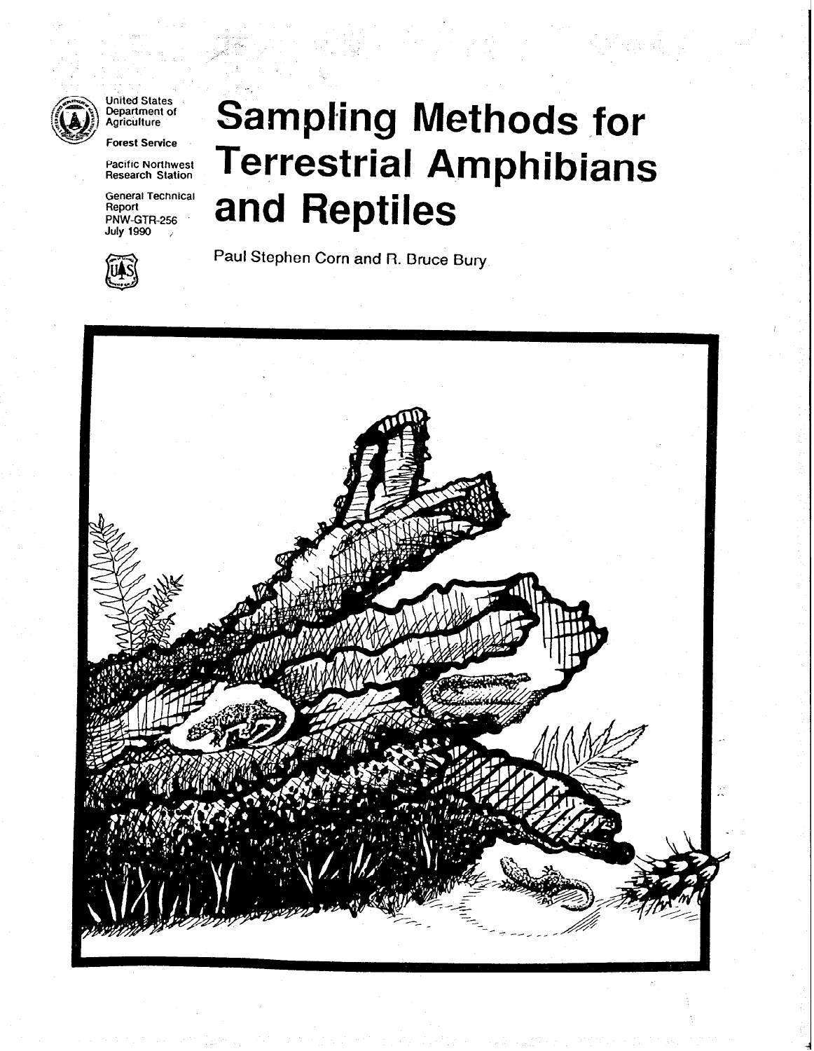United States Department of Agriculture

Forest Service

Pacific Northwest Research Station

General Technical Report PNW-GTR-256

July 1990

# Sampling Methods for Terrestrial Amphibians and Reptiles

Paul Stephen Corn and R. Bruce Bury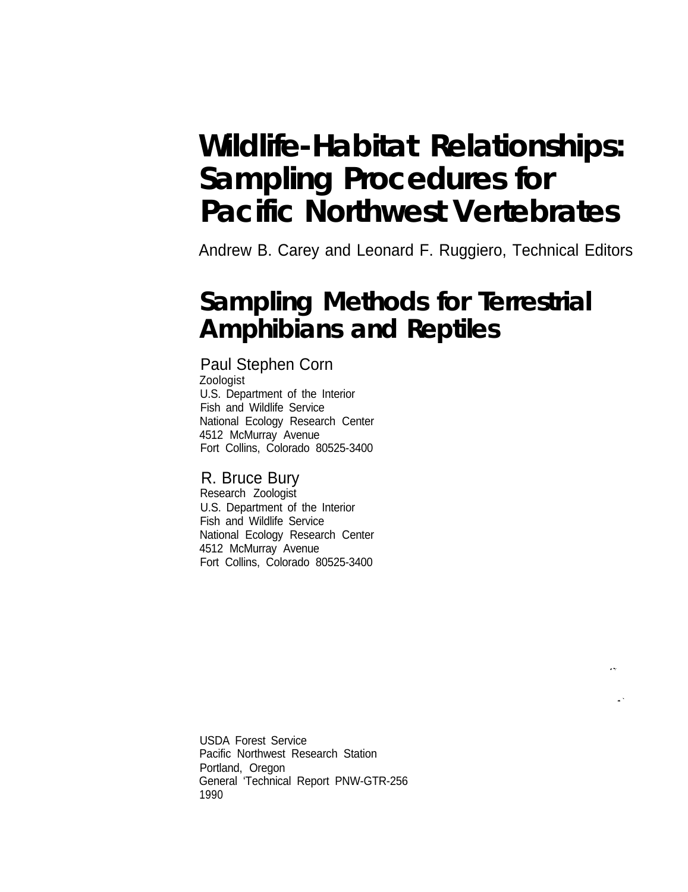# Wildlife-Habitat Relationships: Sampling Procedures for Pacific Northwest Vertebrates

Andrew B. Carey and Leonard F. Ruggiero, Technical Editors

# Sampling Methods for Terrestrial Amphibians and Reptiles

Paul Stephen Corn
Zoologist
U.S. Department of the Interior
Fish and Wildlife Service
National Ecology Research Center
4512 McMurray Avenue
Fort Collins, Colorado 80525-3400

R. Bruce Bury
Research Zoologist
U.S. Department of the Interior
Fish and Wildlife Service
National Ecology Research Center
4512 McMurray Avenue
Fort Collins, Colorado 80525-3400

USDA Forest Service
Pacific Northwest Research Station
Portland, Oregon
General 'Technical Report PNW-GTR-256
1990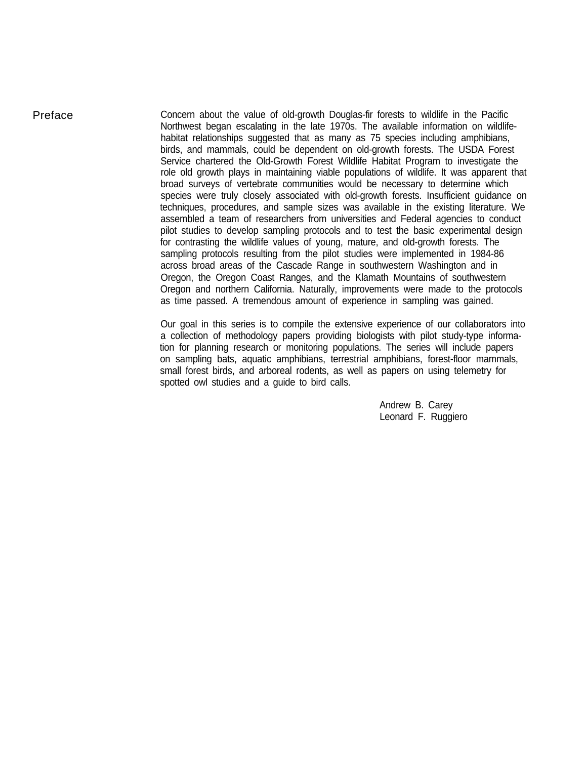# Preface

Concern about the value of old-growth Douglas-fir forests to wildlife in the Pacific Northwest began escalating in the late 1970s. The available information on wildlife-habitat relationships suggested that as many as 75 species including amphibians, birds, and mammals, could be dependent on old-growth forests. The USDA Forest Service chartered the Old-Growth Forest Wildlife Habitat Program to investigate the role old growth plays in maintaining viable populations of wildlife. It was apparent that broad surveys of vertebrate communities would be necessary to determine which species were truly closely associated with old-growth forests. Insufficient guidance on techniques, procedures, and sample sizes was available in the existing literature. We assembled a team of researchers from universities and Federal agencies to conduct pilot studies to develop sampling protocols and to test the basic experimental design for contrasting the wildlife values of young, mature, and old-growth forests. The sampling protocols resulting from the pilot studies were implemented in 1984-86 across broad areas of the Cascade Range in southwestern Washington and in Oregon, the Oregon Coast Ranges, and the Klamath Mountains of southwestern Oregon and northern California. Naturally, improvements were made to the protocols as time passed. A tremendous amount of experience in sampling was gained.

Our goal in this series is to compile the extensive experience of our collaborators into a collection of methodology papers providing biologists with pilot study-type information for planning research or monitoring populations. The series will include papers on sampling bats, aquatic amphibians, terrestrial amphibians, forest-floor mammals, small forest birds, and arboreal rodents, as well as papers on using telemetry for spotted owl studies and a guide to bird calls.

Andrew B. Carey
Leonard F. Ruggiero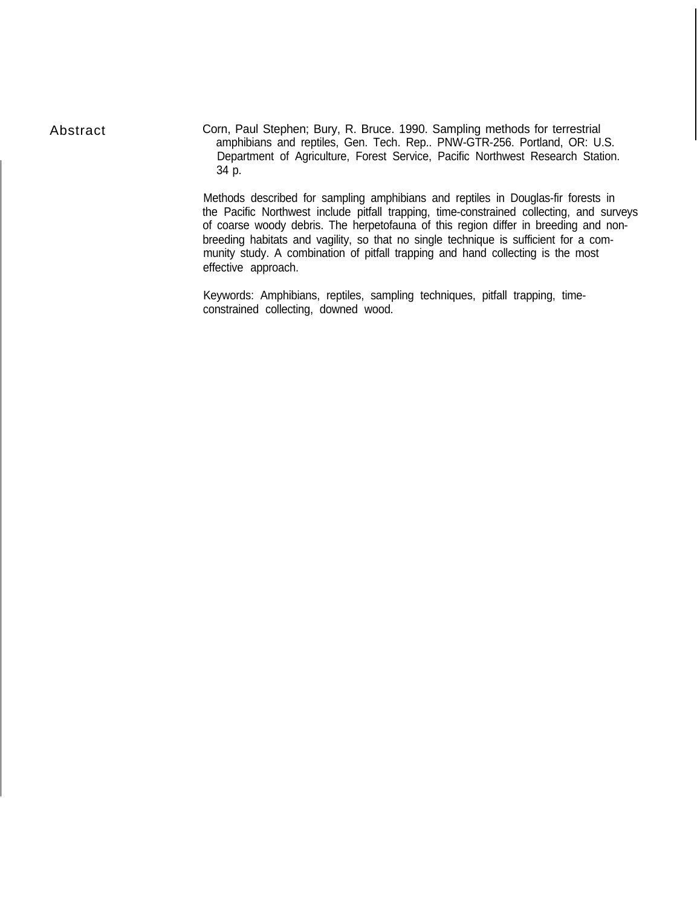## Abstract

Corn, Paul Stephen; Bury, R. Bruce. 1990. Sampling methods for terrestrial amphibians and reptiles, Gen. Tech. Rep.. PNW-GTR-256. Portland, OR: U.S. Department of Agriculture, Forest Service, Pacific Northwest Research Station. 34 p.

Methods described for sampling amphibians and reptiles in Douglas-fir forests in the Pacific Northwest include pitfall trapping, time-constrained collecting, and surveys of coarse woody debris. The herpetofauna of this region differ in breeding and non-breeding habitats and vagility, so that no single technique is sufficient for a community study. A combination of pitfall trapping and hand collecting is the most effective approach.

Keywords: Amphibians, reptiles, sampling techniques, pitfall trapping, time-constrained collecting, downed wood.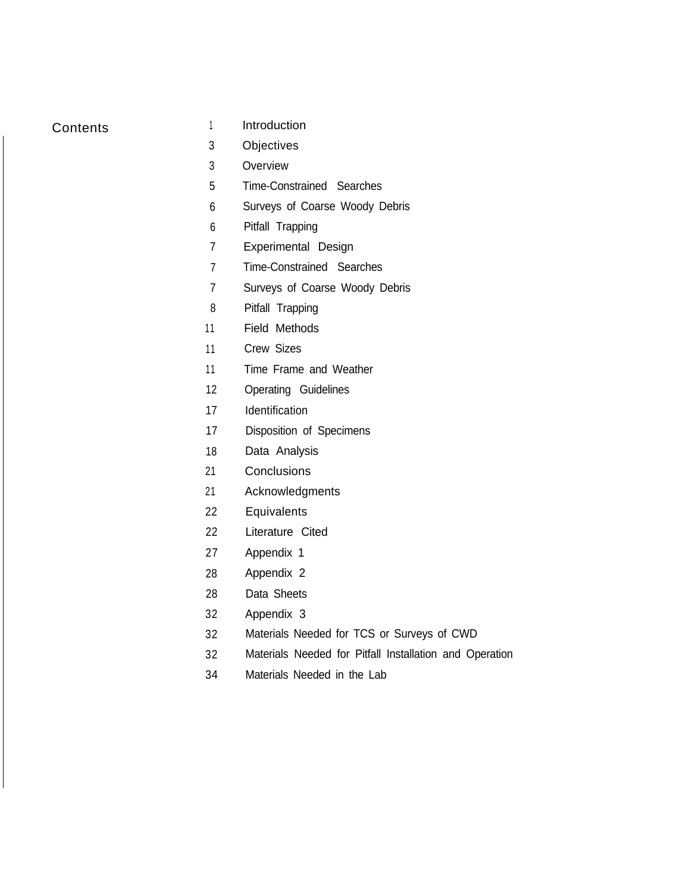## Contents

| Page | Section |
|---|---|
| 1 | Introduction |
| 3 | Objectives |
| 3 | Overview |
| 5 | Time-Constrained Searches |
| 6 | Surveys of Coarse Woody Debris |
| 6 | Pitfall Trapping |
| 7 | Experimental Design |
| 7 | Time-Constrained Searches |
| 7 | Surveys of Coarse Woody Debris |
| 8 | Pitfall Trapping |
| 11 | Field Methods |
| 11 | Crew Sizes |
| 11 | Time Frame and Weather |
| 12 | Operating Guidelines |
| 17 | Identification |
| 17 | Disposition of Specimens |
| 18 | Data Analysis |
| 21 | Conclusions |
| 21 | Acknowledgments |
| 22 | Equivalents |
| 22 | Literature Cited |
| 27 | Appendix 1 |
| 28 | Appendix 2 |
| 28 | Data Sheets |
| 32 | Appendix 3 |
| 32 | Materials Needed for TCS or Surveys of CWD |
| 32 | Materials Needed for Pitfall Installation and Operation |
| 34 | Materials Needed in the Lab |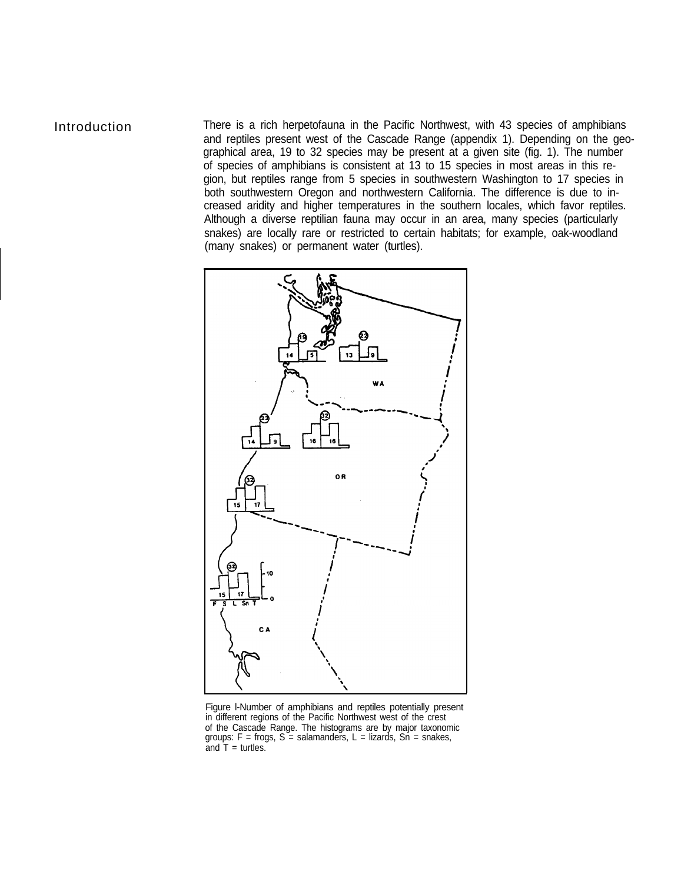## Introduction

There is a rich herpetofauna in the Pacific Northwest, with 43 species of amphibians and reptiles present west of the Cascade Range (appendix 1). Depending on the geographical area, 19 to 32 species may be present at a given site (fig. 1). The number of species of amphibians is consistent at 13 to 15 species in most areas in this region, but reptiles range from 5 species in southwestern Washington to 17 species in both southwestern Oregon and northwestern California. The difference is due to increased aridity and higher temperatures in the southern locales, which favor reptiles. Although a diverse reptilian fauna may occur in an area, many species (particularly snakes) are locally rare or restricted to certain habitats; for example, oak-woodland (many snakes) or permanent water (turtles).

Figure l-Number of amphibians and reptiles potentially present in different regions of the Pacific Northwest west of the crest of the Cascade Range. The histograms are by major taxonomic groups: F = frogs, S = salamanders, L = lizards, Sn = snakes, and T = turtles.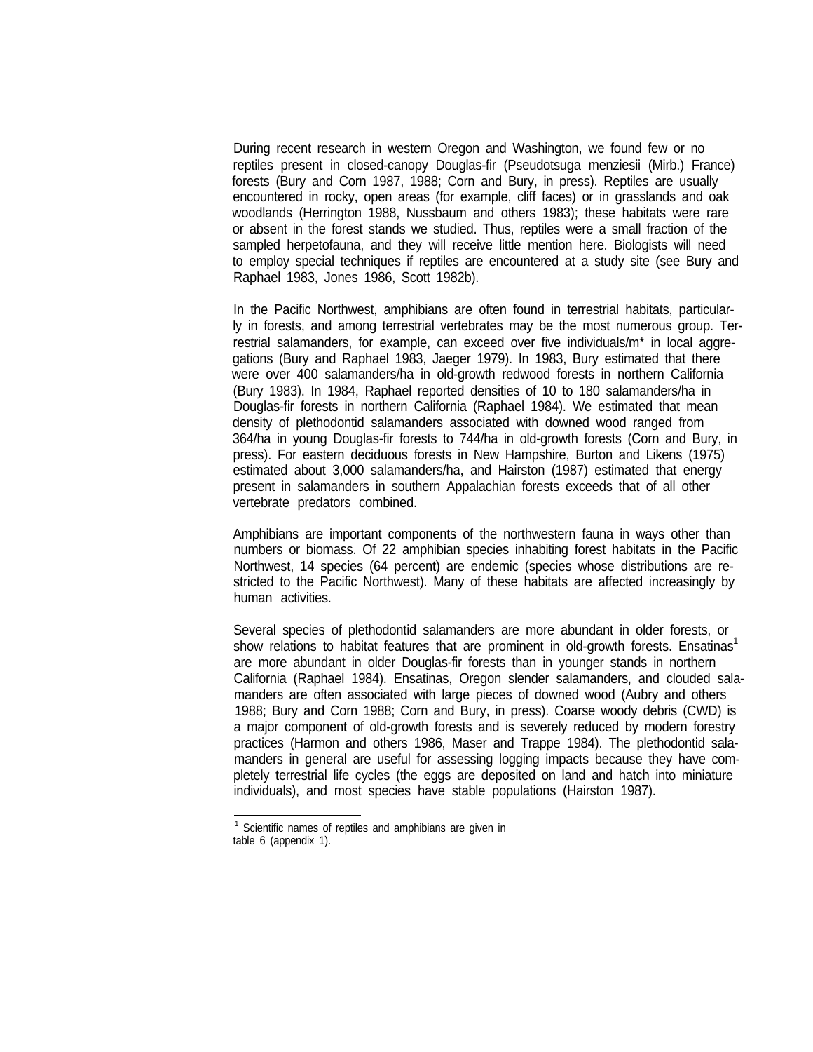During recent research in western Oregon and Washington, we found few or no reptiles present in closed-canopy Douglas-fir (Pseudotsuga menziesii (Mirb.) France) forests (Bury and Corn 1987, 1988; Corn and Bury, in press). Reptiles are usually encountered in rocky, open areas (for example, cliff faces) or in grasslands and oak woodlands (Herrington 1988, Nussbaum and others 1983); these habitats were rare or absent in the forest stands we studied. Thus, reptiles were a small fraction of the sampled herpetofauna, and they will receive little mention here. Biologists will need to employ special techniques if reptiles are encountered at a study site (see Bury and Raphael 1983, Jones 1986, Scott 1982b).

In the Pacific Northwest, amphibians are often found in terrestrial habitats, particularly in forests, and among terrestrial vertebrates may be the most numerous group. Terrestrial salamanders, for example, can exceed over five individuals/m* in local aggregations (Bury and Raphael 1983, Jaeger 1979). In 1983, Bury estimated that there were over 400 salamanders/ha in old-growth redwood forests in northern California (Bury 1983). In 1984, Raphael reported densities of 10 to 180 salamanders/ha in Douglas-fir forests in northern California (Raphael 1984). We estimated that mean density of plethodontid salamanders associated with downed wood ranged from 364/ha in young Douglas-fir forests to 744/ha in old-growth forests (Corn and Bury, in press). For eastern deciduous forests in New Hampshire, Burton and Likens (1975) estimated about 3,000 salamanders/ha, and Hairston (1987) estimated that energy present in salamanders in southern Appalachian forests exceeds that of all other vertebrate predators combined.

Amphibians are important components of the northwestern fauna in ways other than numbers or biomass. Of 22 amphibian species inhabiting forest habitats in the Pacific Northwest, 14 species (64 percent) are endemic (species whose distributions are restricted to the Pacific Northwest). Many of these habitats are affected increasingly by human activities.

Several species of plethodontid salamanders are more abundant in older forests, or show relations to habitat features that are prominent in old-growth forests. Ensatinas[1] are more abundant in older Douglas-fir forests than in younger stands in northern California (Raphael 1984). Ensatinas, Oregon slender salamanders, and clouded salamanders are often associated with large pieces of downed wood (Aubry and others 1988; Bury and Corn 1988; Corn and Bury, in press). Coarse woody debris (CWD) is a major component of old-growth forests and is severely reduced by modern forestry practices (Harmon and others 1986, Maser and Trappe 1984). The plethodontid salamanders in general are useful for assessing logging impacts because they have completely terrestrial life cycles (the eggs are deposited on land and hatch into miniature individuals), and most species have stable populations (Hairston 1987).

[1] Scientific names of reptiles and amphibians are given in table 6 (appendix 1).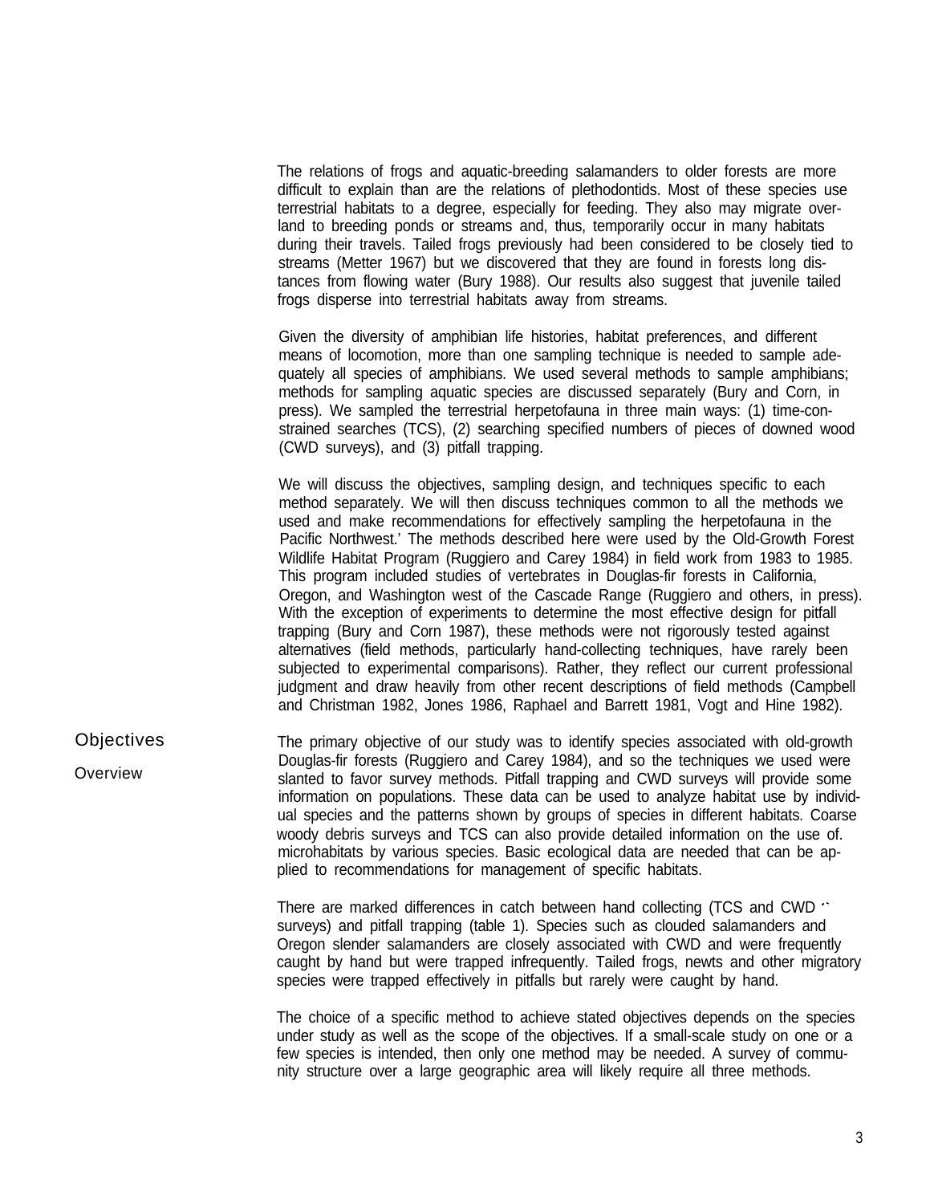The relations of frogs and aquatic-breeding salamanders to older forests are more difficult to explain than are the relations of plethodontids. Most of these species use terrestrial habitats to a degree, especially for feeding. They also may migrate overland to breeding ponds or streams and, thus, temporarily occur in many habitats during their travels. Tailed frogs previously had been considered to be closely tied to streams (Metter 1967) but we discovered that they are found in forests long distances from flowing water (Bury 1988). Our results also suggest that juvenile tailed frogs disperse into terrestrial habitats away from streams.

Given the diversity of amphibian life histories, habitat preferences, and different means of locomotion, more than one sampling technique is needed to sample adequately all species of amphibians. We used several methods to sample amphibians; methods for sampling aquatic species are discussed separately (Bury and Corn, in press). We sampled the terrestrial herpetofauna in three main ways: (1) time-constrained searches (TCS), (2) searching specified numbers of pieces of downed wood (CWD surveys), and (3) pitfall trapping.

We will discuss the objectives, sampling design, and techniques specific to each method separately. We will then discuss techniques common to all the methods we used and make recommendations for effectively sampling the herpetofauna in the Pacific Northwest.' The methods described here were used by the Old-Growth Forest Wildlife Habitat Program (Ruggiero and Carey 1984) in field work from 1983 to 1985. This program included studies of vertebrates in Douglas-fir forests in California, Oregon, and Washington west of the Cascade Range (Ruggiero and others, in press). With the exception of experiments to determine the most effective design for pitfall trapping (Bury and Corn 1987), these methods were not rigorously tested against alternatives (field methods, particularly hand-collecting techniques, have rarely been subjected to experimental comparisons). Rather, they reflect our current professional judgment and draw heavily from other recent descriptions of field methods (Campbell and Christman 1982, Jones 1986, Raphael and Barrett 1981, Vogt and Hine 1982).

## Objectives

### Overview

The primary objective of our study was to identify species associated with old-growth Douglas-fir forests (Ruggiero and Carey 1984), and so the techniques we used were slanted to favor survey methods. Pitfall trapping and CWD surveys will provide some information on populations. These data can be used to analyze habitat use by individual species and the patterns shown by groups of species in different habitats. Coarse woody debris surveys and TCS can also provide detailed information on the use of. microhabitats by various species. Basic ecological data are needed that can be applied to recommendations for management of specific habitats.

There are marked differences in catch between hand collecting (TCS and CWD surveys) and pitfall trapping (table 1). Species such as clouded salamanders and Oregon slender salamanders are closely associated with CWD and were frequently caught by hand but were trapped infrequently. Tailed frogs, newts and other migratory species were trapped effectively in pitfalls but rarely were caught by hand.

The choice of a specific method to achieve stated objectives depends on the species under study as well as the scope of the objectives. If a small-scale study on one or a few species is intended, then only one method may be needed. A survey of community structure over a large geographic area will likely require all three methods.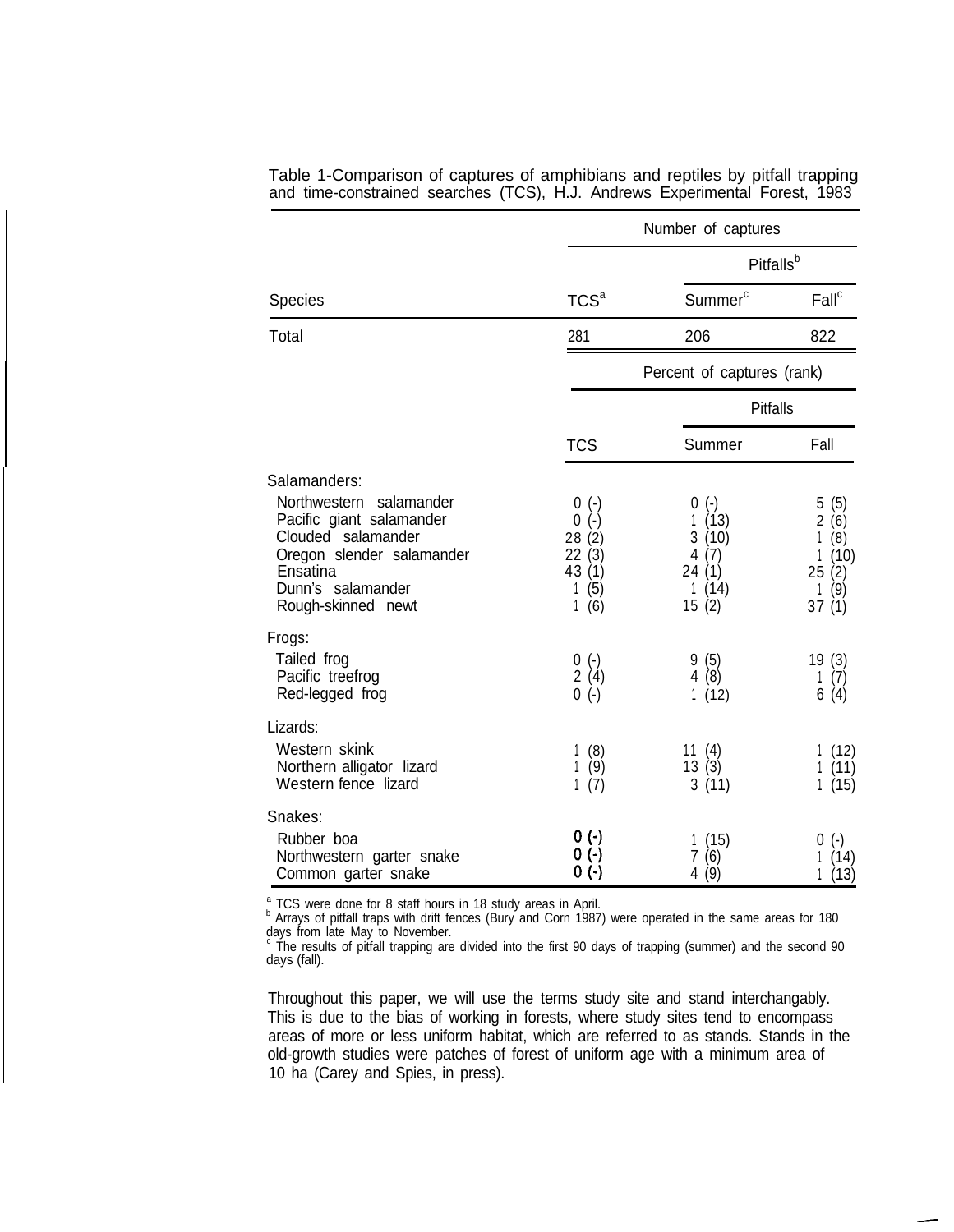Table 1-Comparison of captures of amphibians and reptiles by pitfall trapping and time-constrained searches (TCS), H.J. Andrews Experimental Forest, 1983

| Species | Number of captures | | |
|---|---|---|---|
| | | Pitfalls[b] | |
| | TCS[a] | Summer[c] | Fall[c] |
| Total | 281 | 206 | 822 |
| | Percent of captures (rank) | | |
| | | Pitfalls | |
| | TCS | Summer | Fall |
| Salamanders: | | | |
| Northwestern salamander | 0 (-) | 0 (-) | 5 (5) |
| Pacific giant salamander | 0 (-) | 1 (13) | 2 (6) |
| Clouded salamander | 28 (2) | 3 (10) | 1 (8) |
| Oregon slender salamander | 22 (3) | 4 (7) | 1 (10) |
| Ensatina | 43 (1) | 24 (1) | 25 (2) |
| Dunn's salamander | 1 (5) | 1 (14) | 1 (9) |
| Rough-skinned newt | 1 (6) | 15 (2) | 37 (1) |
| Frogs: | | | |
| Tailed frog | 0 (-) | 9 (5) | 19 (3) |
| Pacific treefrog | 2 (4) | 4 (8) | 1 (7) |
| Red-legged frog | 0 (-) | 1 (12) | 6 (4) |
| Lizards: | | | |
| Western skink | 1 (8) | 11 (4) | 1 (12) |
| Northern alligator lizard | 1 (9) | 13 (3) | 1 (11) |
| Western fence lizard | 1 (7) | 3 (11) | 1 (15) |
| Snakes: | | | |
| Rubber boa | 0 (-) | 1 (15) | 0 (-) |
| Northwestern garter snake | 0 (-) | 7 (6) | 1 (14) |
| Common garter snake | 0 (-) | 4 (9) | 1 (13) |

[a] TCS were done for 8 staff hours in 18 study areas in April.
[b] Arrays of pitfall traps with drift fences (Bury and Corn 1987) were operated in the same areas for 180 days from late May to November.
[c] The results of pitfall trapping are divided into the first 90 days of trapping (summer) and the second 90 days (fall).

Throughout this paper, we will use the terms study site and stand interchangably. This is due to the bias of working in forests, where study sites tend to encompass areas of more or less uniform habitat, which are referred to as stands. Stands in the old-growth studies were patches of forest of uniform age with a minimum area of 10 ha (Carey and Spies, in press).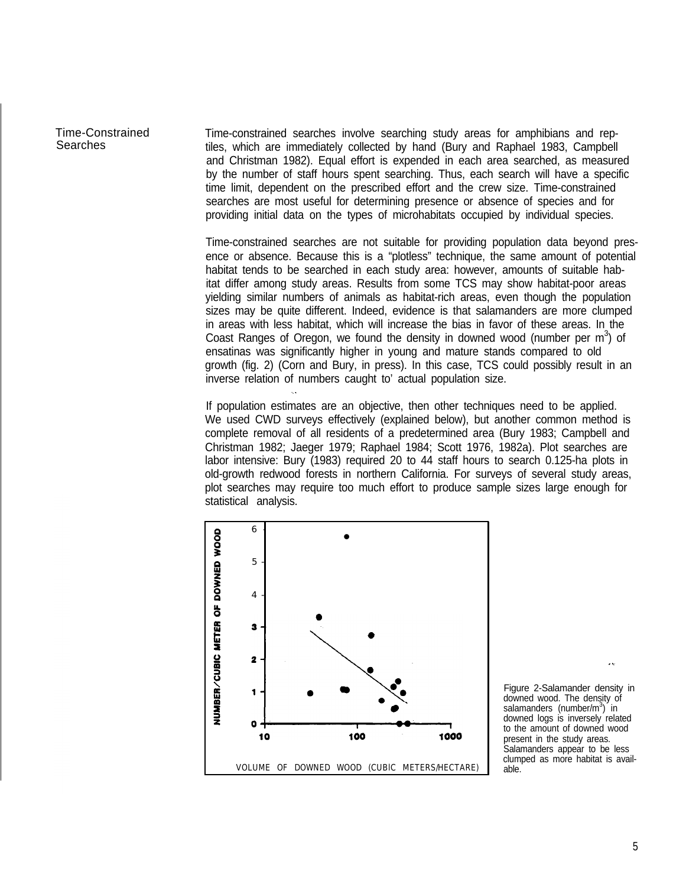## Time-Constrained Searches

Time-constrained searches involve searching study areas for amphibians and reptiles, which are immediately collected by hand (Bury and Raphael 1983, Campbell and Christman 1982). Equal effort is expended in each area searched, as measured by the number of staff hours spent searching. Thus, each search will have a specific time limit, dependent on the prescribed effort and the crew size. Time-constrained searches are most useful for determining presence or absence of species and for providing initial data on the types of microhabitats occupied by individual species.

Time-constrained searches are not suitable for providing population data beyond presence or absence. Because this is a "plotless" technique, the same amount of potential habitat tends to be searched in each study area: however, amounts of suitable habitat differ among study areas. Results from some TCS may show habitat-poor areas yielding similar numbers of animals as habitat-rich areas, even though the population sizes may be quite different. Indeed, evidence is that salamanders are more clumped in areas with less habitat, which will increase the bias in favor of these areas. In the Coast Ranges of Oregon, we found the density in downed wood (number per $m^3$) of ensatinas was significantly higher in young and mature stands compared to old growth (fig. 2) (Corn and Bury, in press). In this case, TCS could possibly result in an inverse relation of numbers caught to' actual population size.

If population estimates are an objective, then other techniques need to be applied. We used CWD surveys effectively (explained below), but another common method is complete removal of all residents of a predetermined area (Bury 1983; Campbell and Christman 1982; Jaeger 1979; Raphael 1984; Scott 1976, 1982a). Plot searches are labor intensive: Bury (1983) required 20 to 44 staff hours to search 0.125-ha plots in old-growth redwood forests in northern California. For surveys of several study areas, plot searches may require too much effort to produce sample sizes large enough for statistical analysis.

Figure 2-Salamander density in downed wood. The density of salamanders (number/$m^3$) in downed logs is inversely related to the amount of downed wood present in the study areas. Salamanders appear to be less clumped as more habitat is available.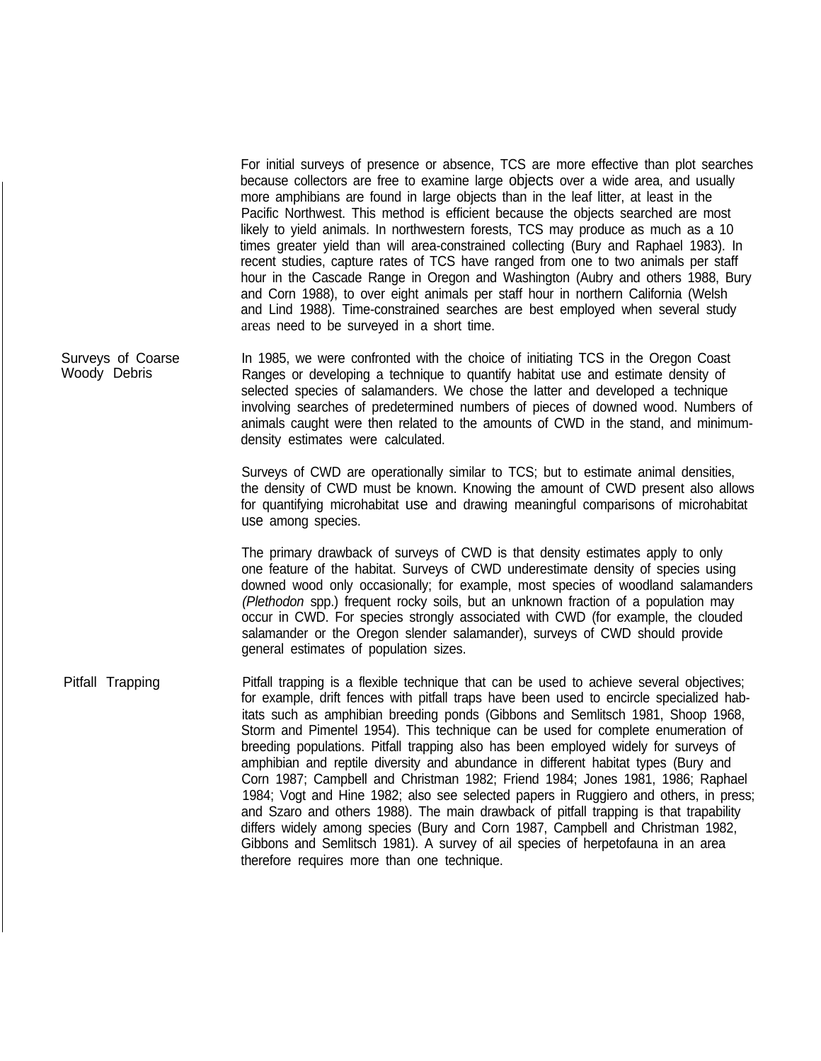For initial surveys of presence or absence, TCS are more effective than plot searches because collectors are free to examine large objects over a wide area, and usually more amphibians are found in large objects than in the leaf litter, at least in the Pacific Northwest. This method is efficient because the objects searched are most likely to yield animals. In northwestern forests, TCS may produce as much as a 10 times greater yield than will area-constrained collecting (Bury and Raphael 1983). In recent studies, capture rates of TCS have ranged from one to two animals per staff hour in the Cascade Range in Oregon and Washington (Aubry and others 1988, Bury and Corn 1988), to over eight animals per staff hour in northern California (Welsh and Lind 1988). Time-constrained searches are best employed when several study areas need to be surveyed in a short time.

## Surveys of Coarse Woody Debris

In 1985, we were confronted with the choice of initiating TCS in the Oregon Coast Ranges or developing a technique to quantify habitat use and estimate density of selected species of salamanders. We chose the latter and developed a technique involving searches of predetermined numbers of pieces of downed wood. Numbers of animals caught were then related to the amounts of CWD in the stand, and minimum-density estimates were calculated.

Surveys of CWD are operationally similar to TCS; but to estimate animal densities, the density of CWD must be known. Knowing the amount of CWD present also allows for quantifying microhabitat use and drawing meaningful comparisons of microhabitat use among species.

The primary drawback of surveys of CWD is that density estimates apply to only one feature of the habitat. Surveys of CWD underestimate density of species using downed wood only occasionally; for example, most species of woodland salamanders *(Plethodon* spp.) frequent rocky soils, but an unknown fraction of a population may occur in CWD. For species strongly associated with CWD (for example, the clouded salamander or the Oregon slender salamander), surveys of CWD should provide general estimates of population sizes.

## Pitfall Trapping

Pitfall trapping is a flexible technique that can be used to achieve several objectives; for example, drift fences with pitfall traps have been used to encircle specialized habitats such as amphibian breeding ponds (Gibbons and Semlitsch 1981, Shoop 1968, Storm and Pimentel 1954). This technique can be used for complete enumeration of breeding populations. Pitfall trapping also has been employed widely for surveys of amphibian and reptile diversity and abundance in different habitat types (Bury and Corn 1987; Campbell and Christman 1982; Friend 1984; Jones 1981, 1986; Raphael 1984; Vogt and Hine 1982; also see selected papers in Ruggiero and others, in press; and Szaro and others 1988). The main drawback of pitfall trapping is that trapability differs widely among species (Bury and Corn 1987, Campbell and Christman 1982, Gibbons and Semlitsch 1981). A survey of ail species of herpetofauna in an area therefore requires more than one technique.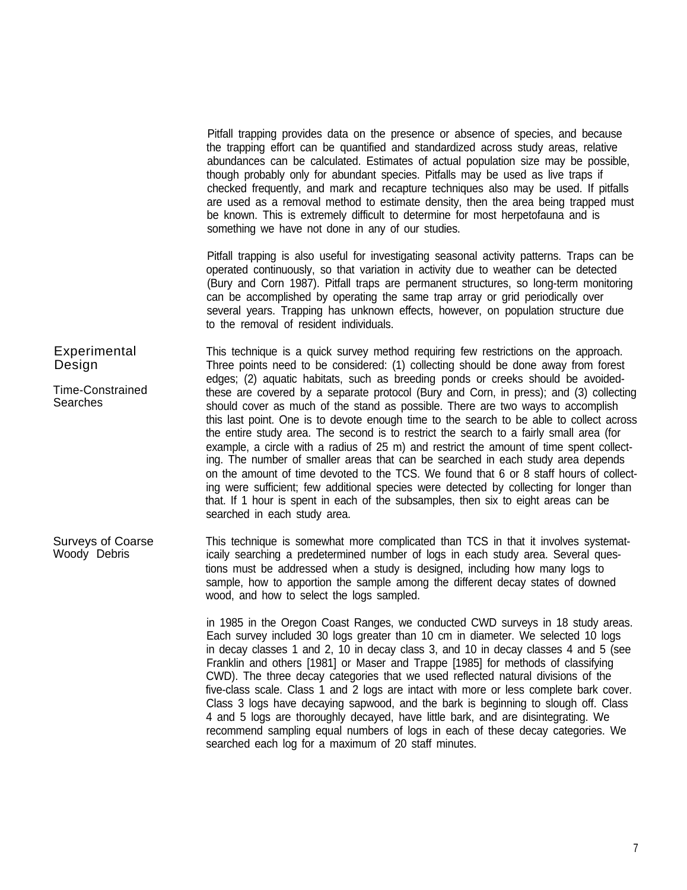Pitfall trapping provides data on the presence or absence of species, and because the trapping effort can be quantified and standardized across study areas, relative abundances can be calculated. Estimates of actual population size may be possible, though probably only for abundant species. Pitfalls may be used as live traps if checked frequently, and mark and recapture techniques also may be used. If pitfalls are used as a removal method to estimate density, then the area being trapped must be known. This is extremely difficult to determine for most herpetofauna and is something we have not done in any of our studies.

Pitfall trapping is also useful for investigating seasonal activity patterns. Traps can be operated continuously, so that variation in activity due to weather can be detected (Bury and Corn 1987). Pitfall traps are permanent structures, so long-term monitoring can be accomplished by operating the same trap array or grid periodically over several years. Trapping has unknown effects, however, on population structure due to the removal of resident individuals.

## Experimental Design

### Time-Constrained Searches

This technique is a quick survey method requiring few restrictions on the approach. Three points need to be considered: (1) collecting should be done away from forest edges; (2) aquatic habitats, such as breeding ponds or creeks should be avoided-these are covered by a separate protocol (Bury and Corn, in press); and (3) collecting should cover as much of the stand as possible. There are two ways to accomplish this last point. One is to devote enough time to the search to be able to collect across the entire study area. The second is to restrict the search to a fairly small area (for example, a circle with a radius of 25 m) and restrict the amount of time spent collecting. The number of smaller areas that can be searched in each study area depends on the amount of time devoted to the TCS. We found that 6 or 8 staff hours of collecting were sufficient; few additional species were detected by collecting for longer than that. If 1 hour is spent in each of the subsamples, then six to eight areas can be searched in each study area.

### Surveys of Coarse Woody Debris

This technique is somewhat more complicated than TCS in that it involves systematically searching a predetermined number of logs in each study area. Several questions must be addressed when a study is designed, including how many logs to sample, how to apportion the sample among the different decay states of downed wood, and how to select the logs sampled.

in 1985 in the Oregon Coast Ranges, we conducted CWD surveys in 18 study areas. Each survey included 30 logs greater than 10 cm in diameter. We selected 10 logs in decay classes 1 and 2, 10 in decay class 3, and 10 in decay classes 4 and 5 (see Franklin and others [1981] or Maser and Trappe [1985] for methods of classifying CWD). The three decay categories that we used reflected natural divisions of the five-class scale. Class 1 and 2 logs are intact with more or less complete bark cover. Class 3 logs have decaying sapwood, and the bark is beginning to slough off. Class 4 and 5 logs are thoroughly decayed, have little bark, and are disintegrating. We recommend sampling equal numbers of logs in each of these decay categories. We searched each log for a maximum of 20 staff minutes.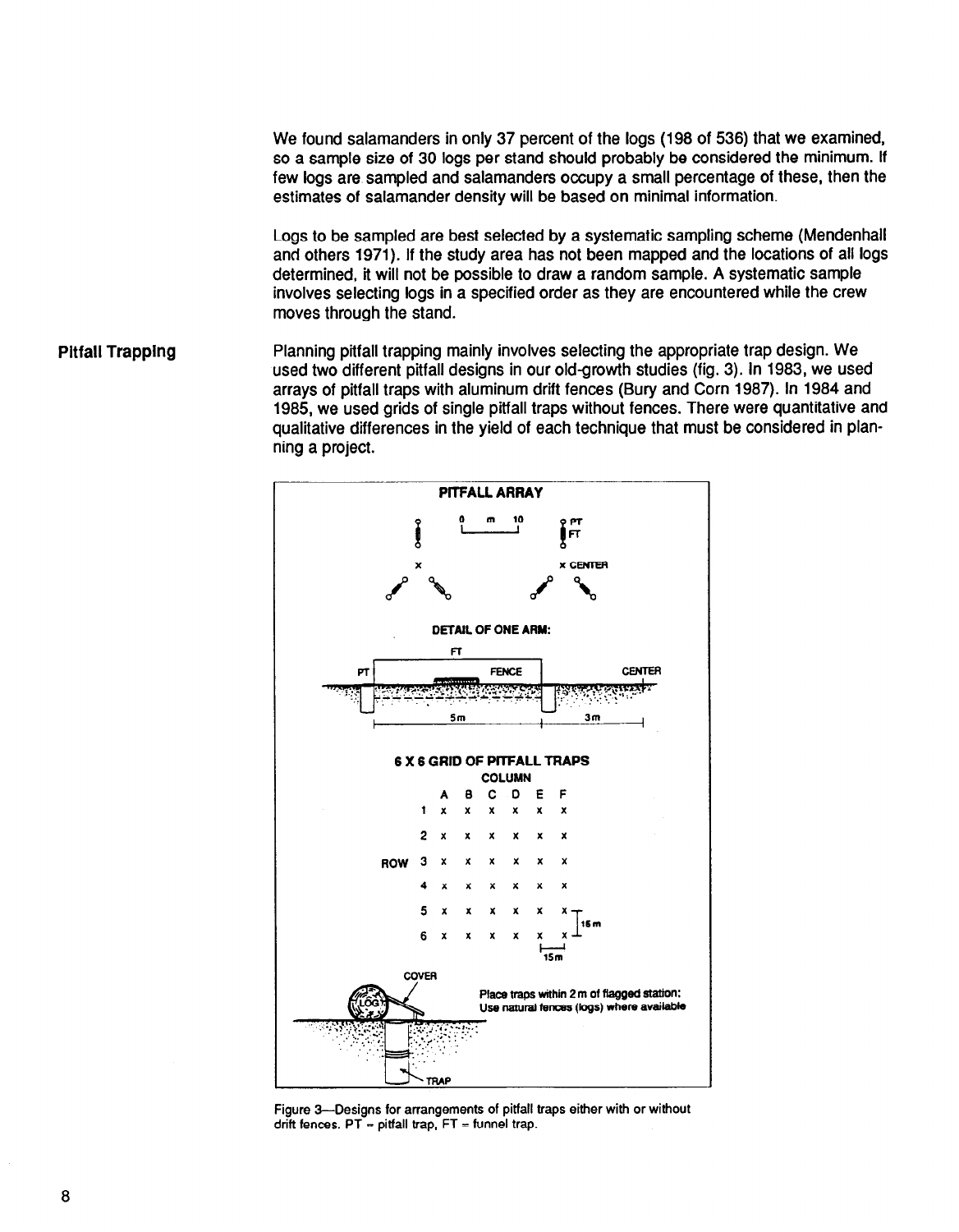We found salamanders in only 37 percent of the logs (198 of 536) that we examined, so a sample size of 30 logs per stand should probably be considered the minimum. If few logs are sampled and salamanders occupy a small percentage of these, then the estimates of salamander density will be based on minimal information.

Logs to be sampled are best selected by a systematic sampling scheme (Mendenhall and others 1971). If the study area has not been mapped and the locations of all logs determined, it will not be possible to draw a random sample. A systematic sample involves selecting logs in a specified order as they are encountered while the crew moves through the stand.

## Pitfall Trapping

Planning pitfall trapping mainly involves selecting the appropriate trap design. We used two different pitfall designs in our old-growth studies (fig. 3). In 1983, we used arrays of pitfall traps with aluminum drift fences (Bury and Corn 1987). In 1984 and 1985, we used grids of single pitfall traps without fences. There were quantitative and qualitative differences in the yield of each technique that must be considered in planning a project.

Figure 3—Designs for arrangements of pitfall traps either with or without drift fences. PT = pitfall trap, FT = funnel trap.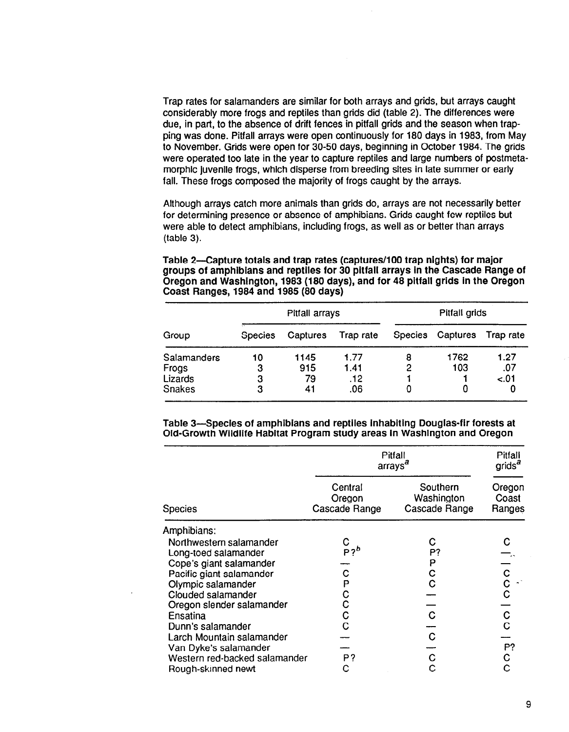Trap rates for salamanders are similar for both arrays and grids, but arrays caught considerably more frogs and reptiles than grids did (table 2). The differences were due, in part, to the absence of drift fences in pitfall grids and the season when trapping was done. Pitfall arrays were open continuously for 180 days in 1983, from May to November. Grids were open for 30-50 days, beginning in October 1984. The grids were operated too late in the year to capture reptiles and large numbers of postmetamorphic juvenile frogs, which disperse from breeding sites in late summer or early fall. These frogs composed the majority of frogs caught by the arrays.

Although arrays catch more animals than grids do, arrays are not necessarily better for determining presence or absence of amphibians. Grids caught few reptiles but were able to detect amphibians, including frogs, as well as or better than arrays (table 3).

**Table 2—Capture totals and trap rates (captures/100 trap nights) for major groups of amphibians and reptiles for 30 pitfall arrays in the Cascade Range of Oregon and Washington, 1983 (180 days), and for 48 pitfall grids in the Oregon Coast Ranges, 1984 and 1985 (80 days)**

| Group | Pitfall arrays | | | Pitfall grids | | |
|---|---|---|---|---|---|---|
| | Species | Captures | Trap rate | Species | Captures | Trap rate |
| Salamanders | 10 | 1145 | 1.77 | 8 | 1762 | 1.27 |
| Frogs | 3 | 915 | 1.41 | 2 | 103 | .07 |
| Lizards | 3 | 79 | .12 | 1 | 1 | <.01 |
| Snakes | 3 | 41 | .06 | 0 | 0 | 0 |

**Table 3—Species of amphibians and reptiles inhabiting Douglas-fir forests at Old-Growth Wildlife Habitat Program study areas in Washington and Oregon**

| Species | Pitfall arrays[a] | | Pitfall grids[a] |
|---|---|---|---|
| | Central Oregon Cascade Range | Southern Washington Cascade Range | Oregon Coast Ranges |
| Amphibians: | | | |
| Northwestern salamander | C | C | C |
| Long-toed salamander | P?[b] | P? | — |
| Cope's giant salamander | — | P | — |
| Pacific giant salamander | C | C | C |
| Olympic salamander | P | C | C |
| Clouded salamander | C | — | C |
| Oregon slender salamander | C | — | — |
| Ensatina | C | C | C |
| Dunn's salamander | C | — | C |
| Larch Mountain salamander | — | C | — |
| Van Dyke's salamander | — | — | P? |
| Western red-backed salamander | P? | C | C |
| Rough-skinned newt | C | C | C |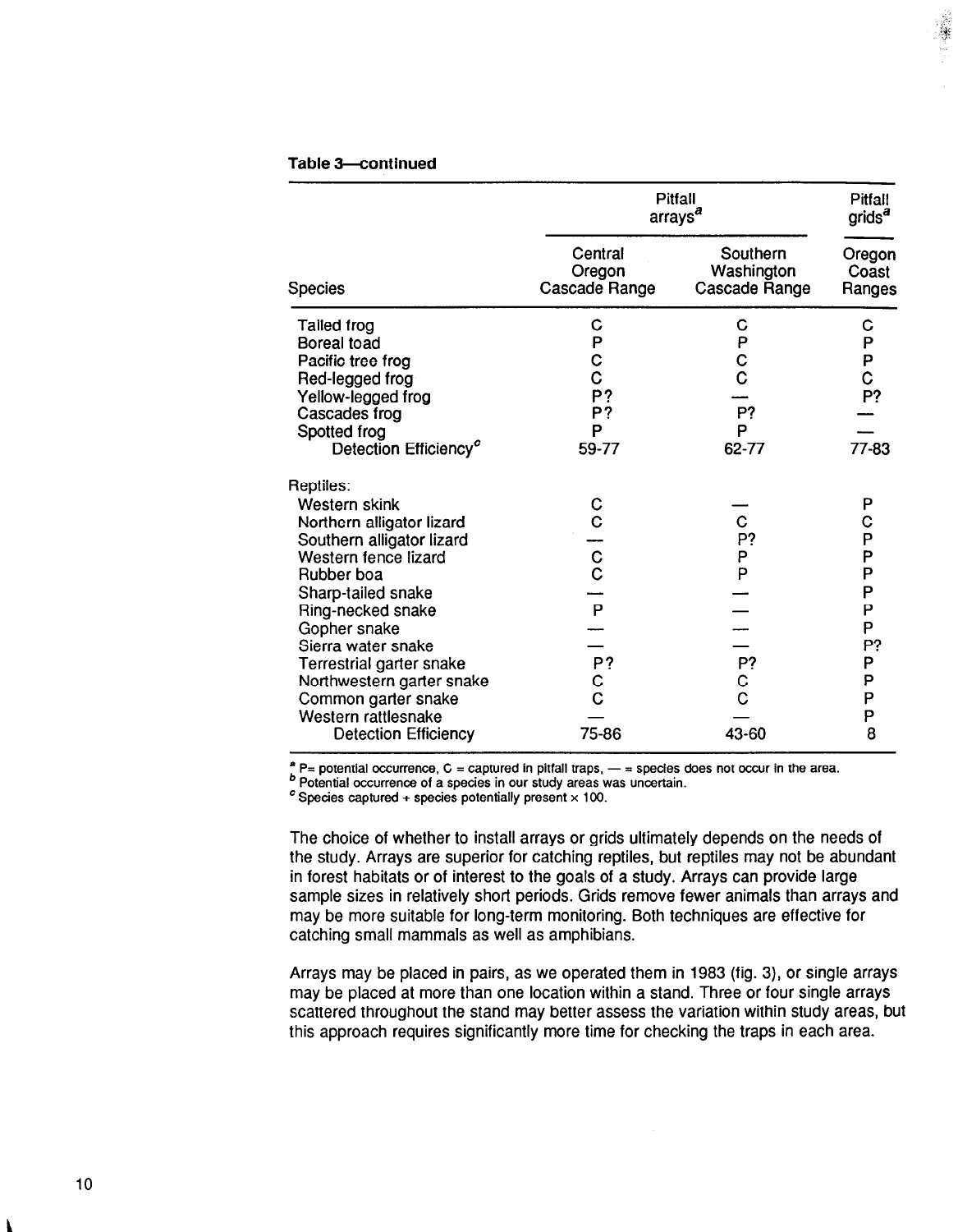**Table 3—continued**

| | Pitfall arrays[a] | | Pitfall grids[a] |
|---|---|---|---|
| Species | Central Oregon Cascade Range | Southern Washington Cascade Range | Oregon Coast Ranges |
| Tailed frog | C | C | C |
| Boreal toad | P | P | P |
| Pacific tree frog | C | C | P |
| Red-legged frog | C | C | C |
| Yellow-legged frog | P? | — | P? |
| Cascades frog | P? | P? | — |
| Spotted frog | P | P | — |
| Detection Efficiency[c] | 59-77 | 62-77 | 77-83 |
| Reptiles: | | | |
| Western skink | C | — | P |
| Northern alligator lizard | C | C | C |
| Southern alligator lizard | — | P? | P |
| Western fence lizard | C | P | P |
| Rubber boa | C | P | P |
| Sharp-tailed snake | — | — | P |
| Ring-necked snake | P | — | P |
| Gopher snake | — | — | P |
| Sierra water snake | — | — | P? |
| Terrestrial garter snake | P? | P? | P |
| Northwestern garter snake | C | C | P |
| Common garter snake | C | C | P |
| Western rattlesnake | — | — | P |
| Detection Efficiency | 75-86 | 43-60 | 8 |

[a] P= potential occurrence, C = captured in pitfall traps, — = species does not occur in the area.
[b] Potential occurrence of a species in our study areas was uncertain.
[c] Species captured ÷ species potentially present × 100.

The choice of whether to install arrays or grids ultimately depends on the needs of the study. Arrays are superior for catching reptiles, but reptiles may not be abundant in forest habitats or of interest to the goals of a study. Arrays can provide large sample sizes in relatively short periods. Grids remove fewer animals than arrays and may be more suitable for long-term monitoring. Both techniques are effective for catching small mammals as well as amphibians.

Arrays may be placed in pairs, as we operated them in 1983 (fig. 3), or single arrays may be placed at more than one location within a stand. Three or four single arrays scattered throughout the stand may better assess the variation within study areas, but this approach requires significantly more time for checking the traps in each area.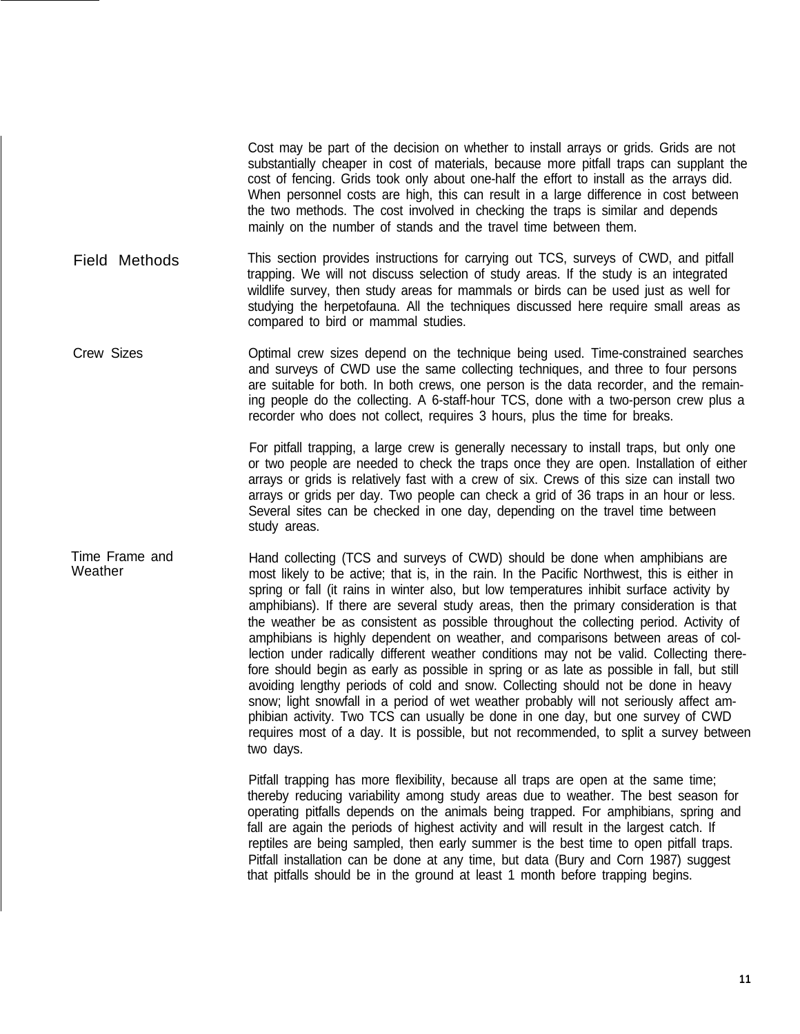Cost may be part of the decision on whether to install arrays or grids. Grids are not substantially cheaper in cost of materials, because more pitfall traps can supplant the cost of fencing. Grids took only about one-half the effort to install as the arrays did. When personnel costs are high, this can result in a large difference in cost between the two methods. The cost involved in checking the traps is similar and depends mainly on the number of stands and the travel time between them.

## Field Methods

This section provides instructions for carrying out TCS, surveys of CWD, and pitfall trapping. We will not discuss selection of study areas. If the study is an integrated wildlife survey, then study areas for mammals or birds can be used just as well for studying the herpetofauna. All the techniques discussed here require small areas as compared to bird or mammal studies.

### Crew Sizes

Optimal crew sizes depend on the technique being used. Time-constrained searches and surveys of CWD use the same collecting techniques, and three to four persons are suitable for both. In both crews, one person is the data recorder, and the remaining people do the collecting. A 6-staff-hour TCS, done with a two-person crew plus a recorder who does not collect, requires 3 hours, plus the time for breaks.

For pitfall trapping, a large crew is generally necessary to install traps, but only one or two people are needed to check the traps once they are open. Installation of either arrays or grids is relatively fast with a crew of six. Crews of this size can install two arrays or grids per day. Two people can check a grid of 36 traps in an hour or less. Several sites can be checked in one day, depending on the travel time between study areas.

### Time Frame and Weather

Hand collecting (TCS and surveys of CWD) should be done when amphibians are most likely to be active; that is, in the rain. In the Pacific Northwest, this is either in spring or fall (it rains in winter also, but low temperatures inhibit surface activity by amphibians). If there are several study areas, then the primary consideration is that the weather be as consistent as possible throughout the collecting period. Activity of amphibians is highly dependent on weather, and comparisons between areas of collection under radically different weather conditions may not be valid. Collecting therefore should begin as early as possible in spring or as late as possible in fall, but still avoiding lengthy periods of cold and snow. Collecting should not be done in heavy snow; light snowfall in a period of wet weather probably will not seriously affect amphibian activity. Two TCS can usually be done in one day, but one survey of CWD requires most of a day. It is possible, but not recommended, to split a survey between two days.

Pitfall trapping has more flexibility, because all traps are open at the same time; thereby reducing variability among study areas due to weather. The best season for operating pitfalls depends on the animals being trapped. For amphibians, spring and fall are again the periods of highest activity and will result in the largest catch. If reptiles are being sampled, then early summer is the best time to open pitfall traps. Pitfall installation can be done at any time, but data (Bury and Corn 1987) suggest that pitfalls should be in the ground at least 1 month before trapping begins.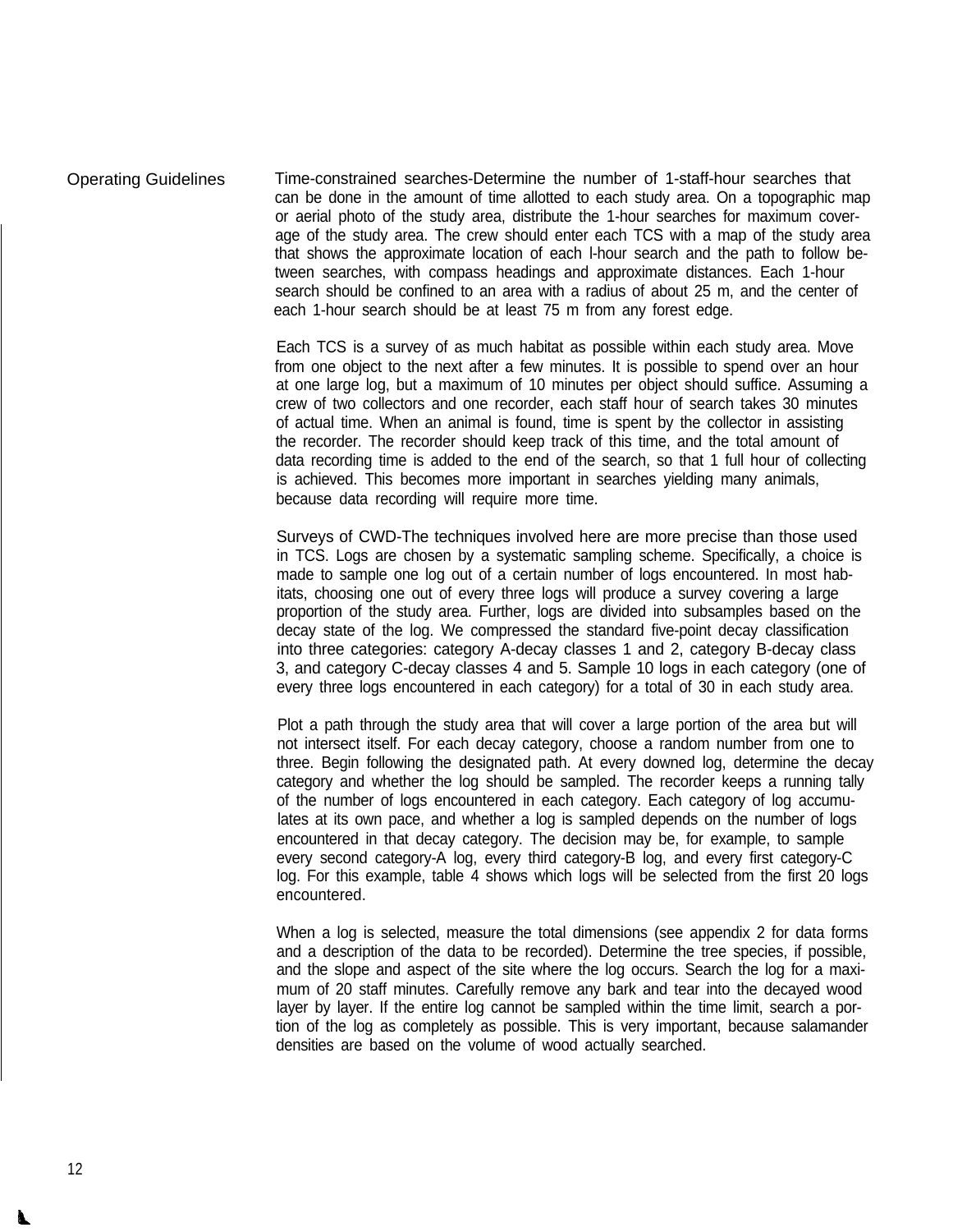## Operating Guidelines

Time-constrained searches-Determine the number of 1-staff-hour searches that can be done in the amount of time allotted to each study area. On a topographic map or aerial photo of the study area, distribute the 1-hour searches for maximum coverage of the study area. The crew should enter each TCS with a map of the study area that shows the approximate location of each l-hour search and the path to follow between searches, with compass headings and approximate distances. Each 1-hour search should be confined to an area with a radius of about 25 m, and the center of each 1-hour search should be at least 75 m from any forest edge.

Each TCS is a survey of as much habitat as possible within each study area. Move from one object to the next after a few minutes. It is possible to spend over an hour at one large log, but a maximum of 10 minutes per object should suffice. Assuming a crew of two collectors and one recorder, each staff hour of search takes 30 minutes of actual time. When an animal is found, time is spent by the collector in assisting the recorder. The recorder should keep track of this time, and the total amount of data recording time is added to the end of the search, so that 1 full hour of collecting is achieved. This becomes more important in searches yielding many animals, because data recording will require more time.

Surveys of CWD-The techniques involved here are more precise than those used in TCS. Logs are chosen by a systematic sampling scheme. Specifically, a choice is made to sample one log out of a certain number of logs encountered. In most habitats, choosing one out of every three logs will produce a survey covering a large proportion of the study area. Further, logs are divided into subsamples based on the decay state of the log. We compressed the standard five-point decay classification into three categories: category A-decay classes 1 and 2, category B-decay class 3, and category C-decay classes 4 and 5. Sample 10 logs in each category (one of every three logs encountered in each category) for a total of 30 in each study area.

Plot a path through the study area that will cover a large portion of the area but will not intersect itself. For each decay category, choose a random number from one to three. Begin following the designated path. At every downed log, determine the decay category and whether the log should be sampled. The recorder keeps a running tally of the number of logs encountered in each category. Each category of log accumulates at its own pace, and whether a log is sampled depends on the number of logs encountered in that decay category. The decision may be, for example, to sample every second category-A log, every third category-B log, and every first category-C log. For this example, table 4 shows which logs will be selected from the first 20 logs encountered.

When a log is selected, measure the total dimensions (see appendix 2 for data forms and a description of the data to be recorded). Determine the tree species, if possible, and the slope and aspect of the site where the log occurs. Search the log for a maximum of 20 staff minutes. Carefully remove any bark and tear into the decayed wood layer by layer. If the entire log cannot be sampled within the time limit, search a portion of the log as completely as possible. This is very important, because salamander densities are based on the volume of wood actually searched.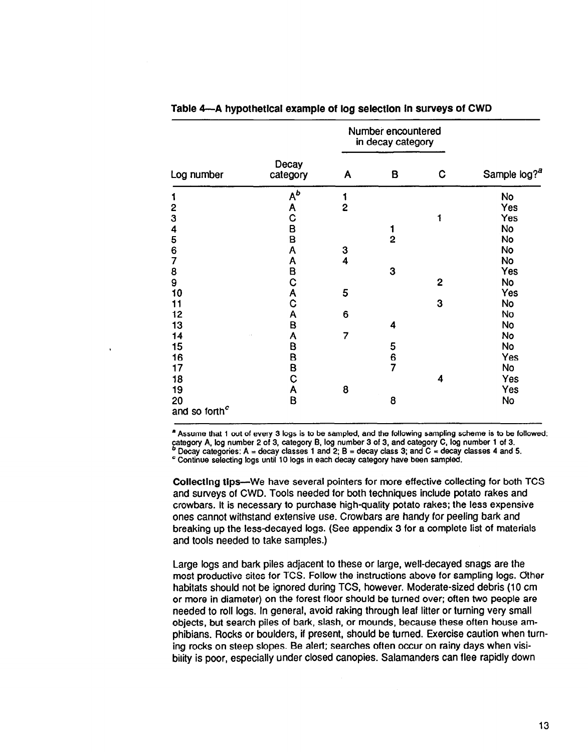**Table 4—A hypothetical example of log selection in surveys of CWD**

| Log number | Decay category | Number encountered in decay category | | | Sample log?[a] |
|---|---|---|---|---|---|
| | | A | B | C | |
| 1 | A[b] | 1 | | | No |
| 2 | A | 2 | | | Yes |
| 3 | C | | | 1 | Yes |
| 4 | B | | 1 | | No |
| 5 | B | | 2 | | No |
| 6 | A | 3 | | | No |
| 7 | A | 4 | | | No |
| 8 | B | | 3 | | Yes |
| 9 | C | | | 2 | No |
| 10 | A | 5 | | | Yes |
| 11 | C | | | 3 | No |
| 12 | A | 6 | | | No |
| 13 | B | | 4 | | No |
| 14 | A | 7 | | | No |
| 15 | B | | 5 | | No |
| 16 | B | | 6 | | Yes |
| 17 | B | | 7 | | No |
| 18 | C | | | 4 | Yes |
| 19 | A | 8 | | | Yes |
| 20 | B | | 8 | | No |
| and so forth[c] | | | | | |

[a] Assume that 1 out of every 3 logs is to be sampled, and the following sampling scheme is to be followed: category A, log number 2 of 3, category B, log number 3 of 3, and category C, log number 1 of 3.
[b] Decay categories: A = decay classes 1 and 2; B = decay class 3; and C = decay classes 4 and 5.
[c] Continue selecting logs until 10 logs in each decay category have been sampled.

**Collecting tips**—We have several pointers for more effective collecting for both TCS and surveys of CWD. Tools needed for both techniques include potato rakes and crowbars. It is necessary to purchase high-quality potato rakes; the less expensive ones cannot withstand extensive use. Crowbars are handy for peeling bark and breaking up the less-decayed logs. (See appendix 3 for a complete list of materials and tools needed to take samples.)

Large logs and bark piles adjacent to these or large, well-decayed snags are the most productive sites for TCS. Follow the instructions above for sampling logs. Other habitats should not be ignored during TCS, however. Moderate-sized debris (10 cm or more in diameter) on the forest floor should be turned over; often two people are needed to roll logs. In general, avoid raking through leaf litter or turning very small objects, but search piles of bark, slash, or mounds, because these often house amphibians. Rocks or boulders, if present, should be turned. Exercise caution when turning rocks on steep slopes. Be alert; searches often occur on rainy days when visibility is poor, especially under closed canopies. Salamanders can flee rapidly down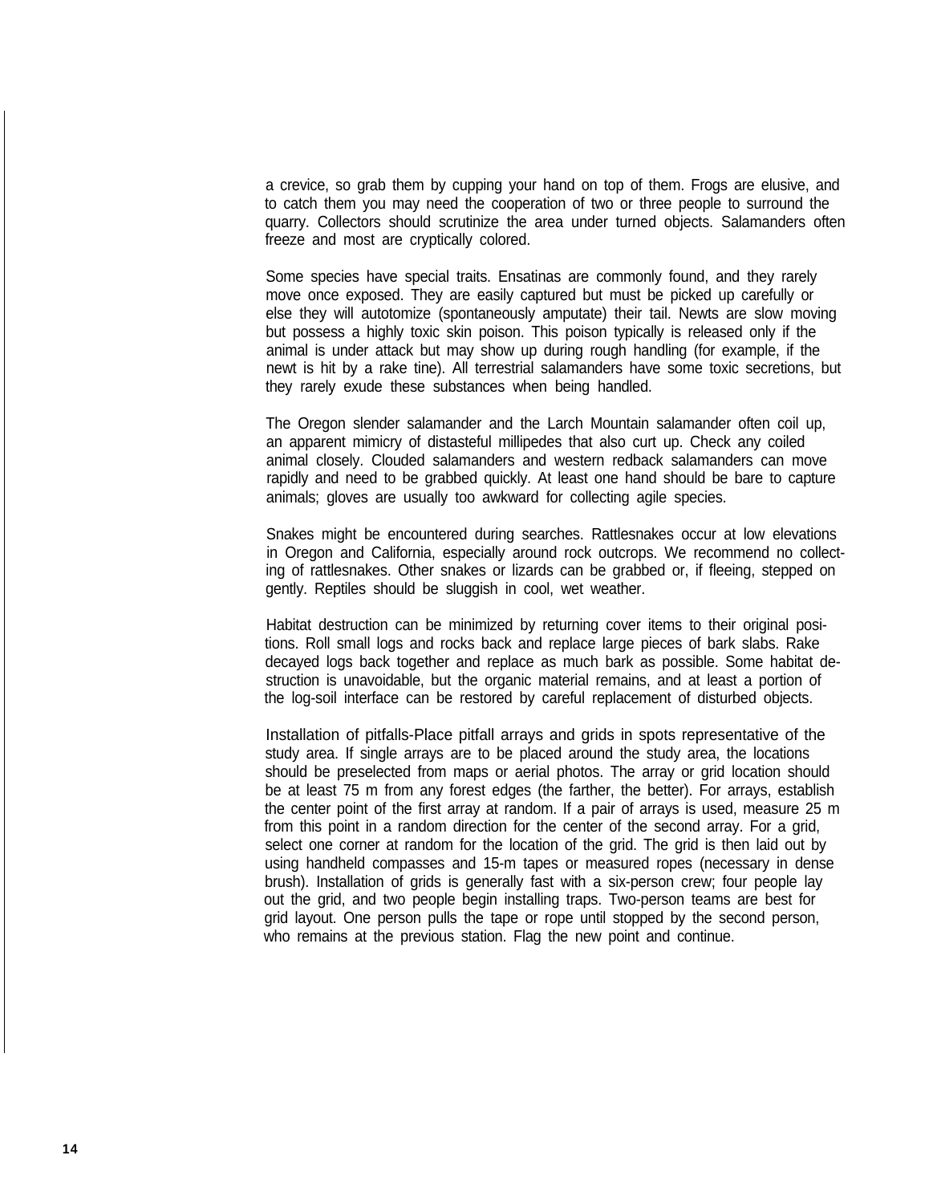a crevice, so grab them by cupping your hand on top of them. Frogs are elusive, and to catch them you may need the cooperation of two or three people to surround the quarry. Collectors should scrutinize the area under turned objects. Salamanders often freeze and most are cryptically colored.

Some species have special traits. Ensatinas are commonly found, and they rarely move once exposed. They are easily captured but must be picked up carefully or else they will autotomize (spontaneously amputate) their tail. Newts are slow moving but possess a highly toxic skin poison. This poison typically is released only if the animal is under attack but may show up during rough handling (for example, if the newt is hit by a rake tine). All terrestrial salamanders have some toxic secretions, but they rarely exude these substances when being handled.

The Oregon slender salamander and the Larch Mountain salamander often coil up, an apparent mimicry of distasteful millipedes that also curl up. Check any coiled animal closely. Clouded salamanders and western redback salamanders can move rapidly and need to be grabbed quickly. At least one hand should be bare to capture animals; gloves are usually too awkward for collecting agile species.

Snakes might be encountered during searches. Rattlesnakes occur at low elevations in Oregon and California, especially around rock outcrops. We recommend no collecting of rattlesnakes. Other snakes or lizards can be grabbed or, if fleeing, stepped on gently. Reptiles should be sluggish in cool, wet weather.

Habitat destruction can be minimized by returning cover items to their original positions. Roll small logs and rocks back and replace large pieces of bark slabs. Rake decayed logs back together and replace as much bark as possible. Some habitat destruction is unavoidable, but the organic material remains, and at least a portion of the log-soil interface can be restored by careful replacement of disturbed objects.

Installation of pitfalls-Place pitfall arrays and grids in spots representative of the study area. If single arrays are to be placed around the study area, the locations should be preselected from maps or aerial photos. The array or grid location should be at least 75 m from any forest edges (the farther, the better). For arrays, establish the center point of the first array at random. If a pair of arrays is used, measure 25 m from this point in a random direction for the center of the second array. For a grid, select one corner at random for the location of the grid. The grid is then laid out by using handheld compasses and 15-m tapes or measured ropes (necessary in dense brush). Installation of grids is generally fast with a six-person crew; four people lay out the grid, and two people begin installing traps. Two-person teams are best for grid layout. One person pulls the tape or rope until stopped by the second person, who remains at the previous station. Flag the new point and continue.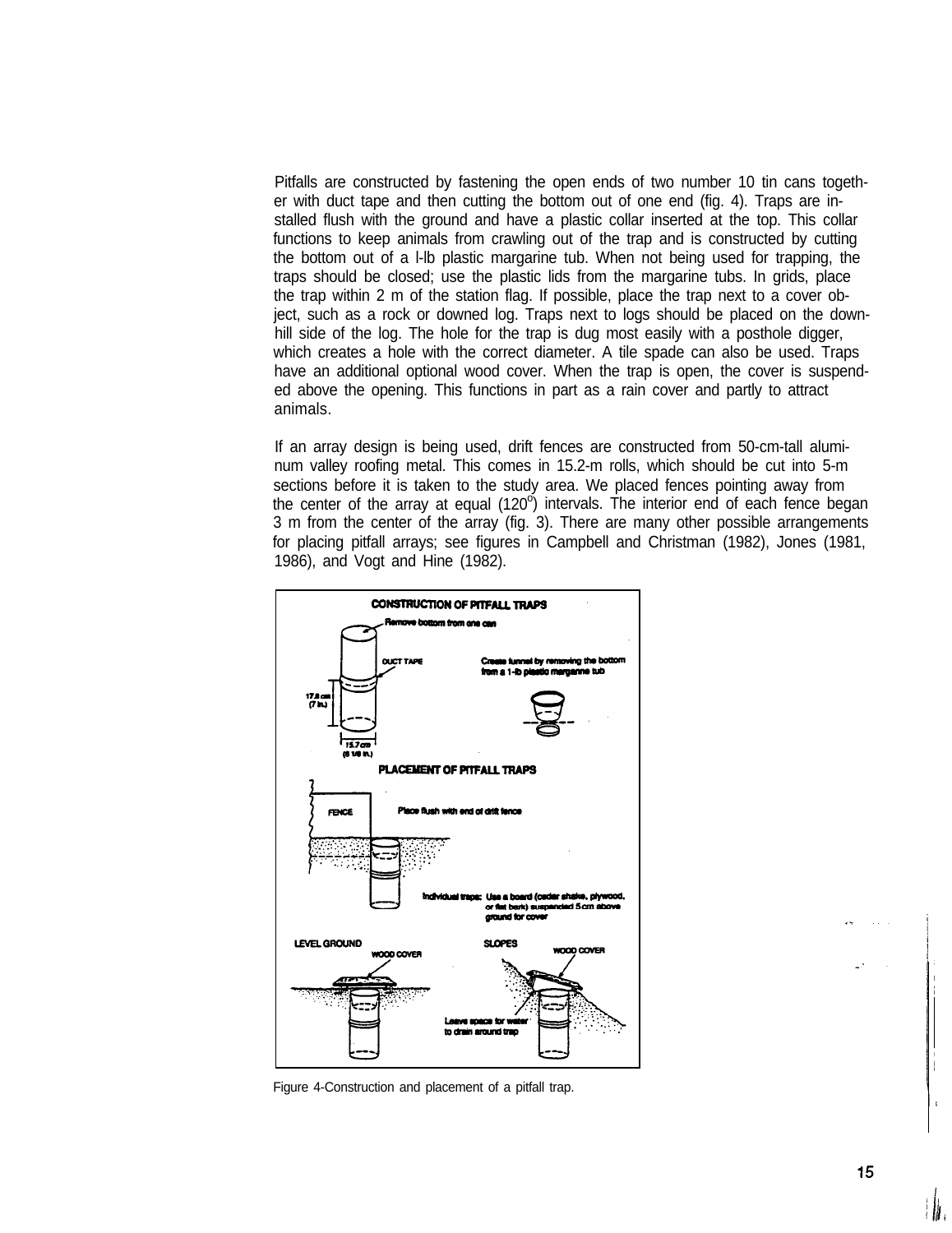Pitfalls are constructed by fastening the open ends of two number 10 tin cans together with duct tape and then cutting the bottom out of one end (fig. 4). Traps are installed flush with the ground and have a plastic collar inserted at the top. This collar functions to keep animals from crawling out of the trap and is constructed by cutting the bottom out of a l-lb plastic margarine tub. When not being used for trapping, the traps should be closed; use the plastic lids from the margarine tubs. In grids, place the trap within 2 m of the station flag. If possible, place the trap next to a cover object, such as a rock or downed log. Traps next to logs should be placed on the downhill side of the log. The hole for the trap is dug most easily with a posthole digger, which creates a hole with the correct diameter. A tile spade can also be used. Traps have an additional optional wood cover. When the trap is open, the cover is suspended above the opening. This functions in part as a rain cover and partly to attract animals.

If an array design is being used, drift fences are constructed from 50-cm-tall aluminum valley roofing metal. This comes in 15.2-m rolls, which should be cut into 5-m sections before it is taken to the study area. We placed fences pointing away from the center of the array at equal (120°) intervals. The interior end of each fence began 3 m from the center of the array (fig. 3). There are many other possible arrangements for placing pitfall arrays; see figures in Campbell and Christman (1982), Jones (1981, 1986), and Vogt and Hine (1982).

**CONSTRUCTION OF PITFALL TRAPS**

Remove bottom from one can

DUCT TAPE

Create funnel by removing the bottom from a 1-lb plastic margarine tub

17.8 cm (7 in.)

15.7 cm (6 1/8 in.)

**PLACEMENT OF PITFALL TRAPS**

FENCE

Place flush with end of drift fence

Individual traps: Use a board (cedar shake, plywood, or flat bark) suspended 5 cm above ground for cover

LEVEL GROUND

WOOD COVER

SLOPES

WOOD COVER

Leave space for water to drain around trap

Figure 4-Construction and placement of a pitfall trap.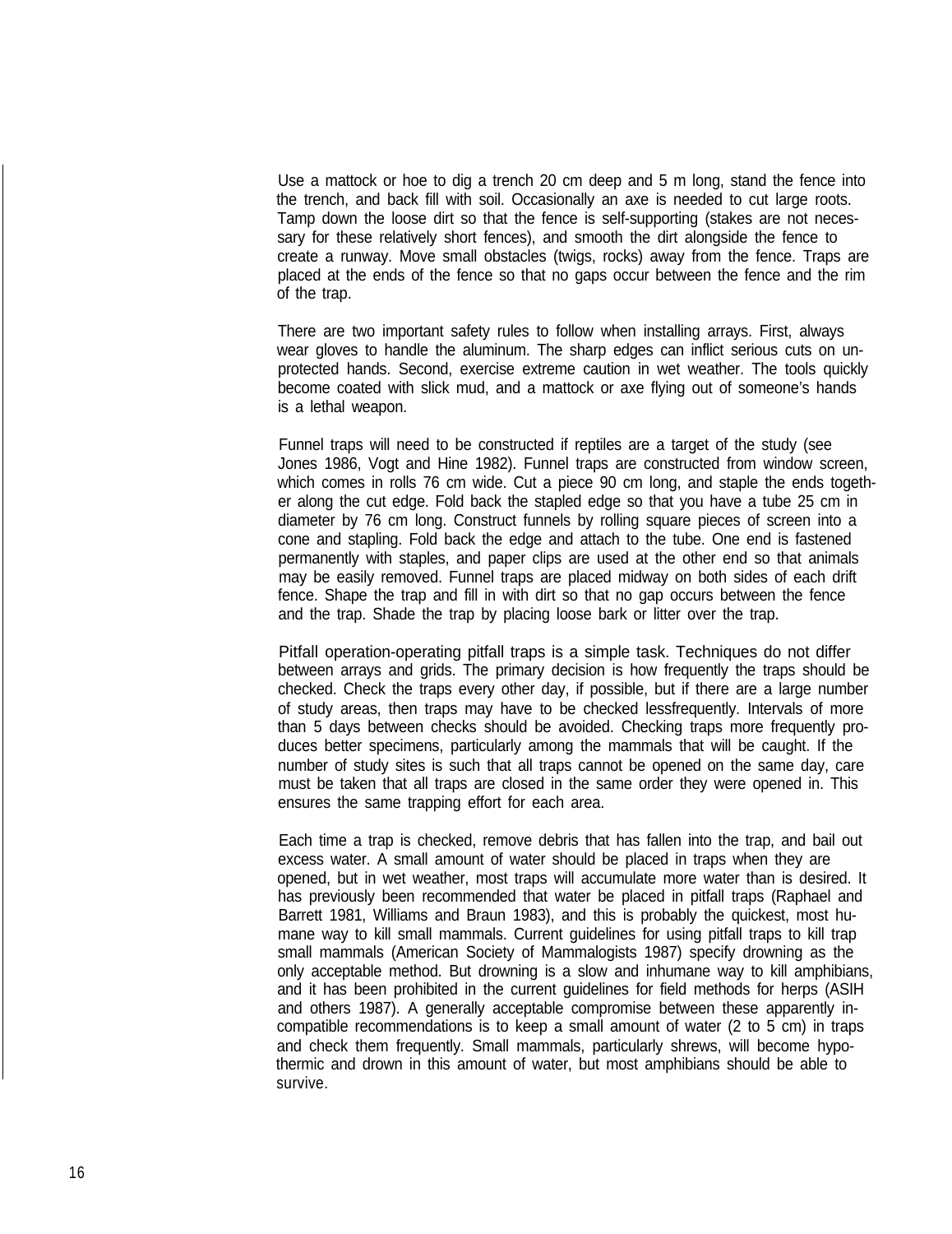Use a mattock or hoe to dig a trench 20 cm deep and 5 m long, stand the fence into the trench, and back fill with soil. Occasionally an axe is needed to cut large roots. Tamp down the loose dirt so that the fence is self-supporting (stakes are not necessary for these relatively short fences), and smooth the dirt alongside the fence to create a runway. Move small obstacles (twigs, rocks) away from the fence. Traps are placed at the ends of the fence so that no gaps occur between the fence and the rim of the trap.

There are two important safety rules to follow when installing arrays. First, always wear gloves to handle the aluminum. The sharp edges can inflict serious cuts on unprotected hands. Second, exercise extreme caution in wet weather. The tools quickly become coated with slick mud, and a mattock or axe flying out of someone's hands is a lethal weapon.

Funnel traps will need to be constructed if reptiles are a target of the study (see Jones 1986, Vogt and Hine 1982). Funnel traps are constructed from window screen, which comes in rolls 76 cm wide. Cut a piece 90 cm long, and staple the ends together along the cut edge. Fold back the stapled edge so that you have a tube 25 cm in diameter by 76 cm long. Construct funnels by rolling square pieces of screen into a cone and stapling. Fold back the edge and attach to the tube. One end is fastened permanently with staples, and paper clips are used at the other end so that animals may be easily removed. Funnel traps are placed midway on both sides of each drift fence. Shape the trap and fill in with dirt so that no gap occurs between the fence and the trap. Shade the trap by placing loose bark or litter over the trap.

Pitfall operation-operating pitfall traps is a simple task. Techniques do not differ between arrays and grids. The primary decision is how frequently the traps should be checked. Check the traps every other day, if possible, but if there are a large number of study areas, then traps may have to be checked lessfrequently. Intervals of more than 5 days between checks should be avoided. Checking traps more frequently produces better specimens, particularly among the mammals that will be caught. If the number of study sites is such that all traps cannot be opened on the same day, care must be taken that all traps are closed in the same order they were opened in. This ensures the same trapping effort for each area.

Each time a trap is checked, remove debris that has fallen into the trap, and bail out excess water. A small amount of water should be placed in traps when they are opened, but in wet weather, most traps will accumulate more water than is desired. It has previously been recommended that water be placed in pitfall traps (Raphael and Barrett 1981, Williams and Braun 1983), and this is probably the quickest, most humane way to kill small mammals. Current guidelines for using pitfall traps to kill trap small mammals (American Society of Mammalogists 1987) specify drowning as the only acceptable method. But drowning is a slow and inhumane way to kill amphibians, and it has been prohibited in the current guidelines for field methods for herps (ASIH and others 1987). A generally acceptable compromise between these apparently incompatible recommendations is to keep a small amount of water (2 to 5 cm) in traps and check them frequently. Small mammals, particularly shrews, will become hypothermic and drown in this amount of water, but most amphibians should be able to survive.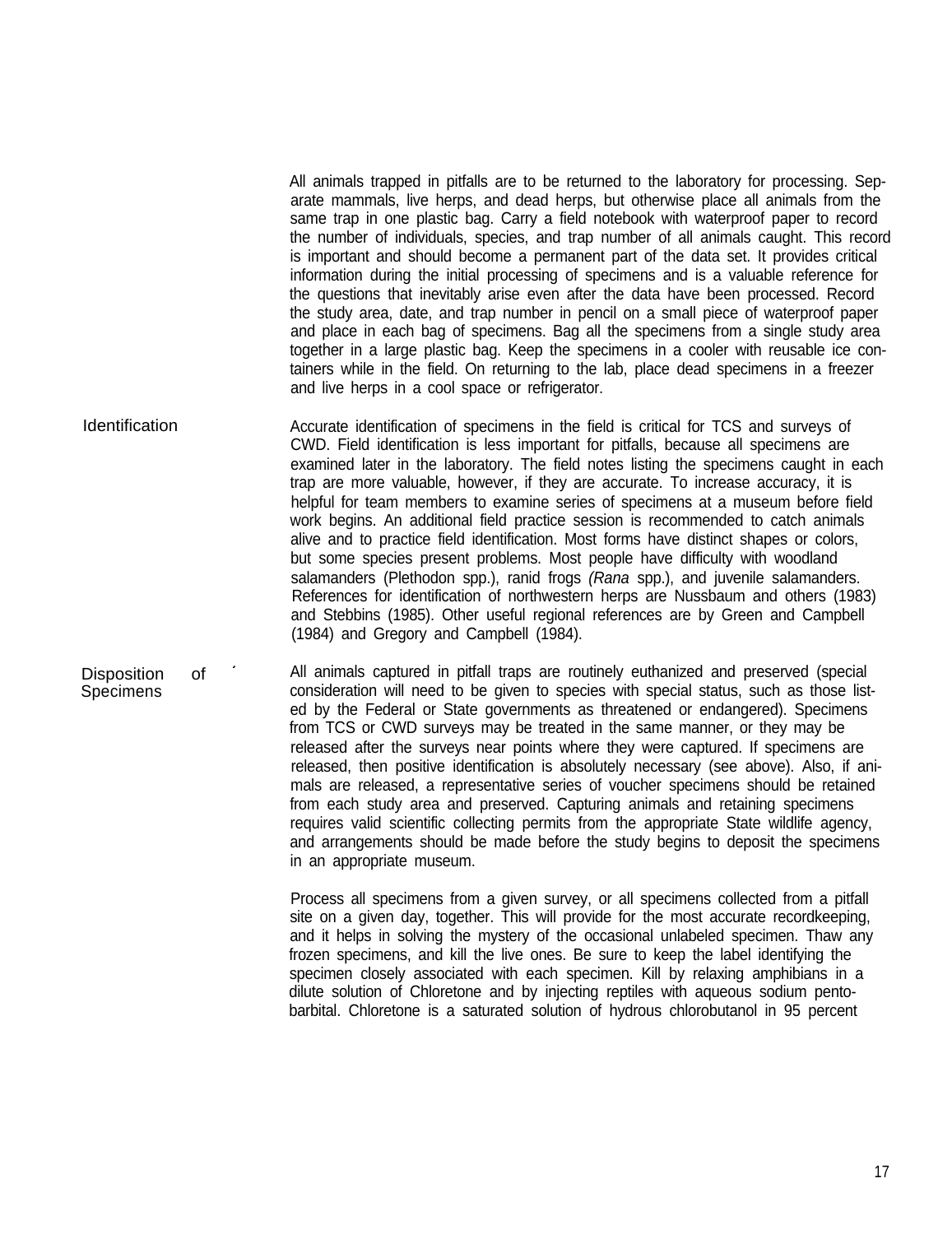All animals trapped in pitfalls are to be returned to the laboratory for processing. Separate mammals, live herps, and dead herps, but otherwise place all animals from the same trap in one plastic bag. Carry a field notebook with waterproof paper to record the number of individuals, species, and trap number of all animals caught. This record is important and should become a permanent part of the data set. It provides critical information during the initial processing of specimens and is a valuable reference for the questions that inevitably arise even after the data have been processed. Record the study area, date, and trap number in pencil on a small piece of waterproof paper and place in each bag of specimens. Bag all the specimens from a single study area together in a large plastic bag. Keep the specimens in a cooler with reusable ice containers while in the field. On returning to the lab, place dead specimens in a freezer and live herps in a cool space or refrigerator.

## Identification

Accurate identification of specimens in the field is critical for TCS and surveys of CWD. Field identification is less important for pitfalls, because all specimens are examined later in the laboratory. The field notes listing the specimens caught in each trap are more valuable, however, if they are accurate. To increase accuracy, it is helpful for team members to examine series of specimens at a museum before field work begins. An additional field practice session is recommended to catch animals alive and to practice field identification. Most forms have distinct shapes or colors, but some species present problems. Most people have difficulty with woodland salamanders (Plethodon spp.), ranid frogs *(Rana* spp.), and juvenile salamanders. References for identification of northwestern herps are Nussbaum and others (1983) and Stebbins (1985). Other useful regional references are by Green and Campbell (1984) and Gregory and Campbell (1984).

## Disposition of Specimens

All animals captured in pitfall traps are routinely euthanized and preserved (special consideration will need to be given to species with special status, such as those listed by the Federal or State governments as threatened or endangered). Specimens from TCS or CWD surveys may be treated in the same manner, or they may be released after the surveys near points where they were captured. If specimens are released, then positive identification is absolutely necessary (see above). Also, if animals are released, a representative series of voucher specimens should be retained from each study area and preserved. Capturing animals and retaining specimens requires valid scientific collecting permits from the appropriate State wildlife agency, and arrangements should be made before the study begins to deposit the specimens in an appropriate museum.

Process all specimens from a given survey, or all specimens collected from a pitfall site on a given day, together. This will provide for the most accurate recordkeeping, and it helps in solving the mystery of the occasional unlabeled specimen. Thaw any frozen specimens, and kill the live ones. Be sure to keep the label identifying the specimen closely associated with each specimen. Kill by relaxing amphibians in a dilute solution of Chloretone and by injecting reptiles with aqueous sodium pentobarbital. Chloretone is a saturated solution of hydrous chlorobutanol in 95 percent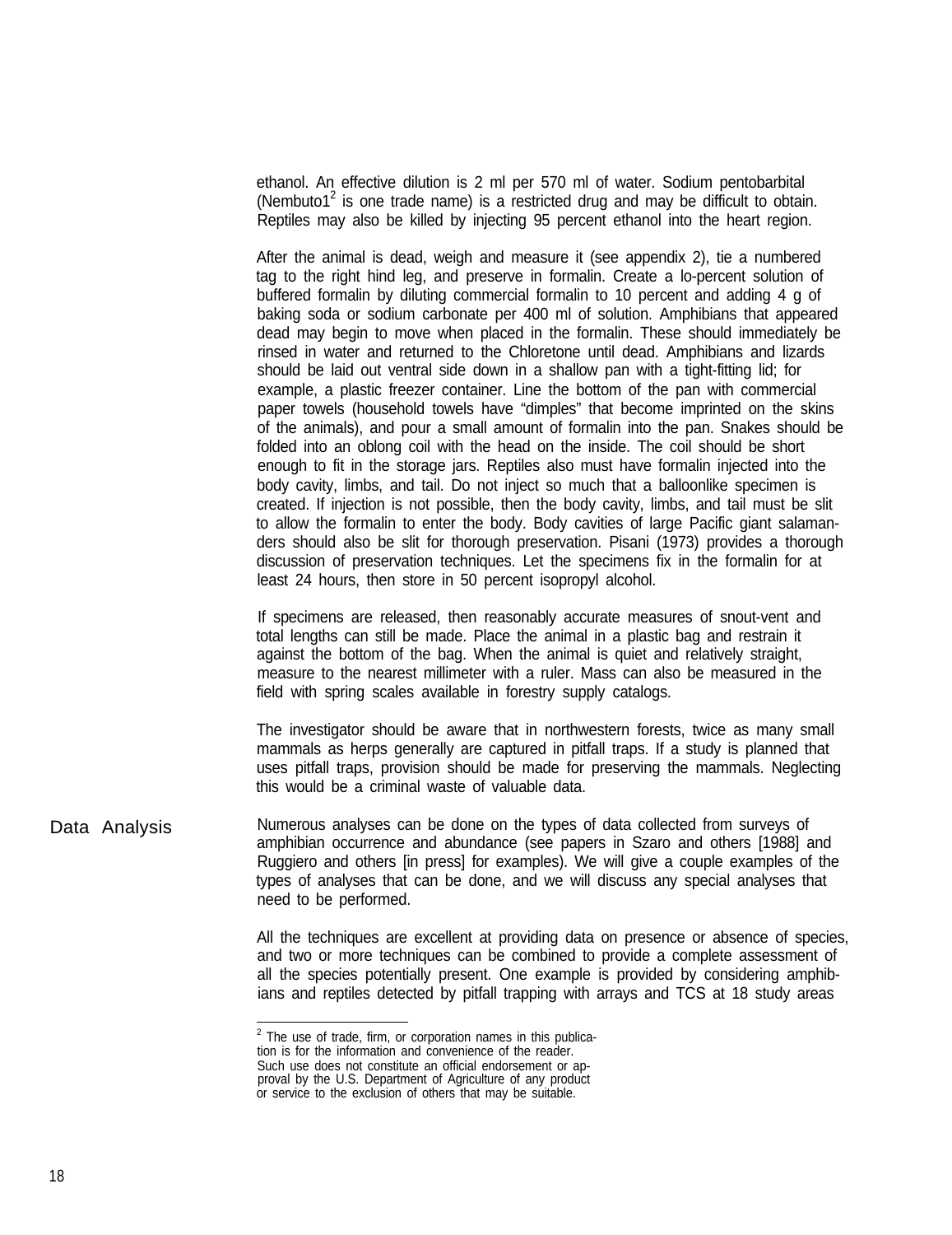ethanol. An effective dilution is 2 ml per 570 ml of water. Sodium pentobarbital (Nembuto1[2] is one trade name) is a restricted drug and may be difficult to obtain. Reptiles may also be killed by injecting 95 percent ethanol into the heart region.

After the animal is dead, weigh and measure it (see appendix 2), tie a numbered tag to the right hind leg, and preserve in formalin. Create a lo-percent solution of buffered formalin by diluting commercial formalin to 10 percent and adding 4 g of baking soda or sodium carbonate per 400 ml of solution. Amphibians that appeared dead may begin to move when placed in the formalin. These should immediately be rinsed in water and returned to the Chloretone until dead. Amphibians and lizards should be laid out ventral side down in a shallow pan with a tight-fitting lid; for example, a plastic freezer container. Line the bottom of the pan with commercial paper towels (household towels have "dimples" that become imprinted on the skins of the animals), and pour a small amount of formalin into the pan. Snakes should be folded into an oblong coil with the head on the inside. The coil should be short enough to fit in the storage jars. Reptiles also must have formalin injected into the body cavity, limbs, and tail. Do not inject so much that a balloonlike specimen is created. If injection is not possible, then the body cavity, limbs, and tail must be slit to allow the formalin to enter the body. Body cavities of large Pacific giant salamanders should also be slit for thorough preservation. Pisani (1973) provides a thorough discussion of preservation techniques. Let the specimens fix in the formalin for at least 24 hours, then store in 50 percent isopropyl alcohol.

If specimens are released, then reasonably accurate measures of snout-vent and total lengths can still be made. Place the animal in a plastic bag and restrain it against the bottom of the bag. When the animal is quiet and relatively straight, measure to the nearest millimeter with a ruler. Mass can also be measured in the field with spring scales available in forestry supply catalogs.

The investigator should be aware that in northwestern forests, twice as many small mammals as herps generally are captured in pitfall traps. If a study is planned that uses pitfall traps, provision should be made for preserving the mammals. Neglecting this would be a criminal waste of valuable data.

## Data Analysis

Numerous analyses can be done on the types of data collected from surveys of amphibian occurrence and abundance (see papers in Szaro and others [1988] and Ruggiero and others [in press] for examples). We will give a couple examples of the types of analyses that can be done, and we will discuss any special analyses that need to be performed.

All the techniques are excellent at providing data on presence or absence of species, and two or more techniques can be combined to provide a complete assessment of all the species potentially present. One example is provided by considering amphibians and reptiles detected by pitfall trapping with arrays and TCS at 18 study areas

[2] The use of trade, firm, or corporation names in this publication is for the information and convenience of the reader. Such use does not constitute an official endorsement or approval by the U.S. Department of Agriculture of any product or service to the exclusion of others that may be suitable.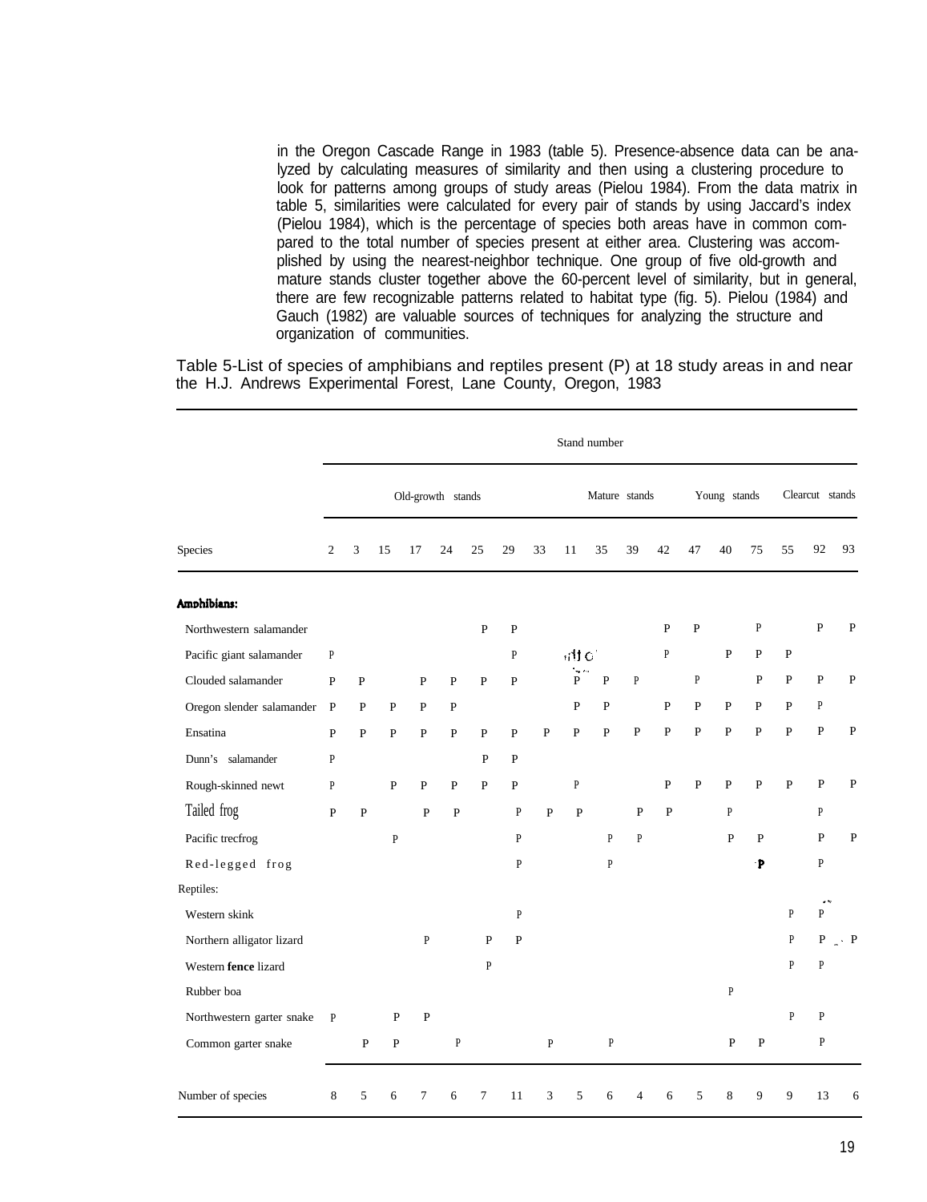in the Oregon Cascade Range in 1983 (table 5). Presence-absence data can be analyzed by calculating measures of similarity and then using a clustering procedure to look for patterns among groups of study areas (Pielou 1984). From the data matrix in table 5, similarities were calculated for every pair of stands by using Jaccard's index (Pielou 1984), which is the percentage of species both areas have in common compared to the total number of species present at either area. Clustering was accomplished by using the nearest-neighbor technique. One group of five old-growth and mature stands cluster together above the 60-percent level of similarity, but in general, there are few recognizable patterns related to habitat type (fig. 5). Pielou (1984) and Gauch (1982) are valuable sources of techniques for analyzing the structure and organization of communities.

Table 5-List of species of amphibians and reptiles present (P) at 18 study areas in and near the H.J. Andrews Experimental Forest, Lane County, Oregon, 1983

| | Stand number | | | | | | | | | | | | | | | | | |
|---|---|---|---|---|---|---|---|---|---|---|---|---|---|---|---|---|---|---|
| | Old-growth stands | | | | | | | | Mature stands | | | | Young stands | | | Clearcut stands | | |
| Species | 2 | 3 | 15 | 17 | 24 | 25 | 29 | 33 | 11 | 35 | 39 | 42 | 47 | 40 | 75 | 55 | 92 | 93 |
| **Amphibians:** | | | | | | | | | | | | | | | | | | |
| Northwestern salamander | | | | | | P | P | | | | | P | P | | P | | P | P |
| Pacific giant salamander | P | | | | | | P | | | | | P | | P | P | P | | |
| Clouded salamander | P | P | | P | P | P | P | | P | P | P | | P | | P | P | P | P |
| Oregon slender salamander | P | P | P | P | P | | | | P | P | | P | P | P | P | P | P | |
| Ensatina | P | P | P | P | P | P | P | P | P | P | P | P | P | P | P | P | P | P |
| Dunn's salamander | P | | | | | P | P | | | | | | | | | | | |
| Rough-skinned newt | P | | P | P | P | P | P | | P | | | P | P | P | P | P | P | P |
| Tailed frog | P | P | | P | P | | P | P | P | | P | P | | P | | | P | |
| Pacific trecfrog | | | P | | | | P | | | P | P | | | P | P | | P | P |
| Red-legged frog | | | | | | | P | | | P | | | | | P | | P | |
| Reptiles: | | | | | | | | | | | | | | | | | | |
| Western skink | | | | | | | P | | | | | | | | | P | P | |
| Northern alligator lizard | | | | P | | P | P | | | | | | | | | P | P | P |
| Western **fence** lizard | | | | | | P | | | | | | | | | | P | P | |
| Rubber boa | | | | | | | | | | | | | | P | | | | |
| Northwestern garter snake | P | | P | P | | | | | | | | | | | | P | P | |
| Common garter snake | | P | P | | P | | | P | | P | | | | P | P | | P | |
| Number of species | 8 | 5 | 6 | 7 | 6 | 7 | 11 | 3 | 5 | 6 | 4 | 6 | 5 | 8 | 9 | 9 | 13 | 6 |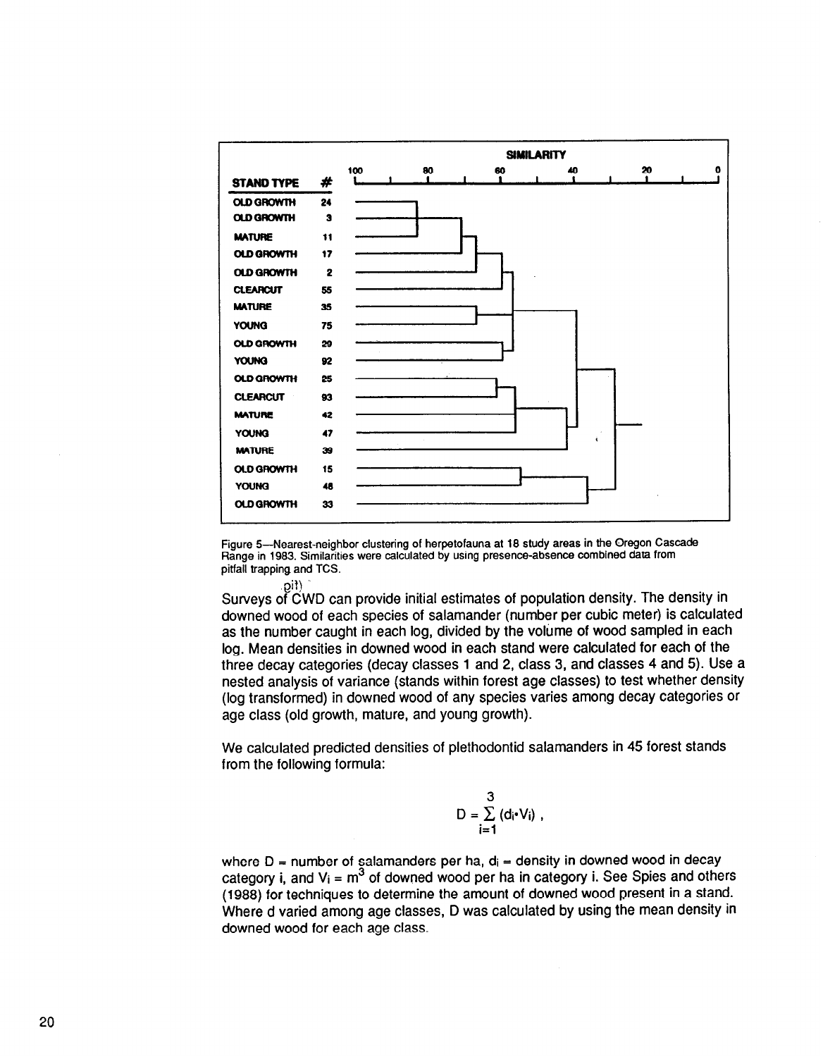| STAND TYPE | # |
|---|---|
| OLD GROWTH | 24 |
| OLD GROWTH | 3 |
| MATURE | 11 |
| OLD GROWTH | 17 |
| OLD GROWTH | 2 |
| CLEARCUT | 55 |
| MATURE | 35 |
| YOUNG | 75 |
| OLD GROWTH | 29 |
| YOUNG | 92 |
| OLD GROWTH | 25 |
| CLEARCUT | 93 |
| MATURE | 42 |
| YOUNG | 47 |
| MATURE | 39 |
| OLD GROWTH | 15 |
| YOUNG | 48 |
| OLD GROWTH | 33 |

SIMILARITY: 100, 80, 60, 40, 20, 0

Figure 5—Nearest-neighbor clustering of herpetofauna at 18 study areas in the Oregon Cascade Range in 1983. Similarities were calculated by using presence-absence combined data from pitfall trapping and TCS.

Surveys of CWD can provide initial estimates of population density. The density in downed wood of each species of salamander (number per cubic meter) is calculated as the number caught in each log, divided by the volume of wood sampled in each log. Mean densities in downed wood in each stand were calculated for each of the three decay categories (decay classes 1 and 2, class 3, and classes 4 and 5). Use a nested analysis of variance (stands within forest age classes) to test whether density (log transformed) in downed wood of any species varies among decay categories or age class (old growth, mature, and young growth).

We calculated predicted densities of plethodontid salamanders in 45 forest stands from the following formula:

$$D = \sum_{i=1}^{3} (d_i \cdot V_i) ,$$

where D = number of salamanders per ha, $d_i$ = density in downed wood in decay category i, and $V_i$ = $m^3$ of downed wood per ha in category i. See Spies and others (1988) for techniques to determine the amount of downed wood present in a stand. Where d varied among age classes, D was calculated by using the mean density in downed wood for each age class.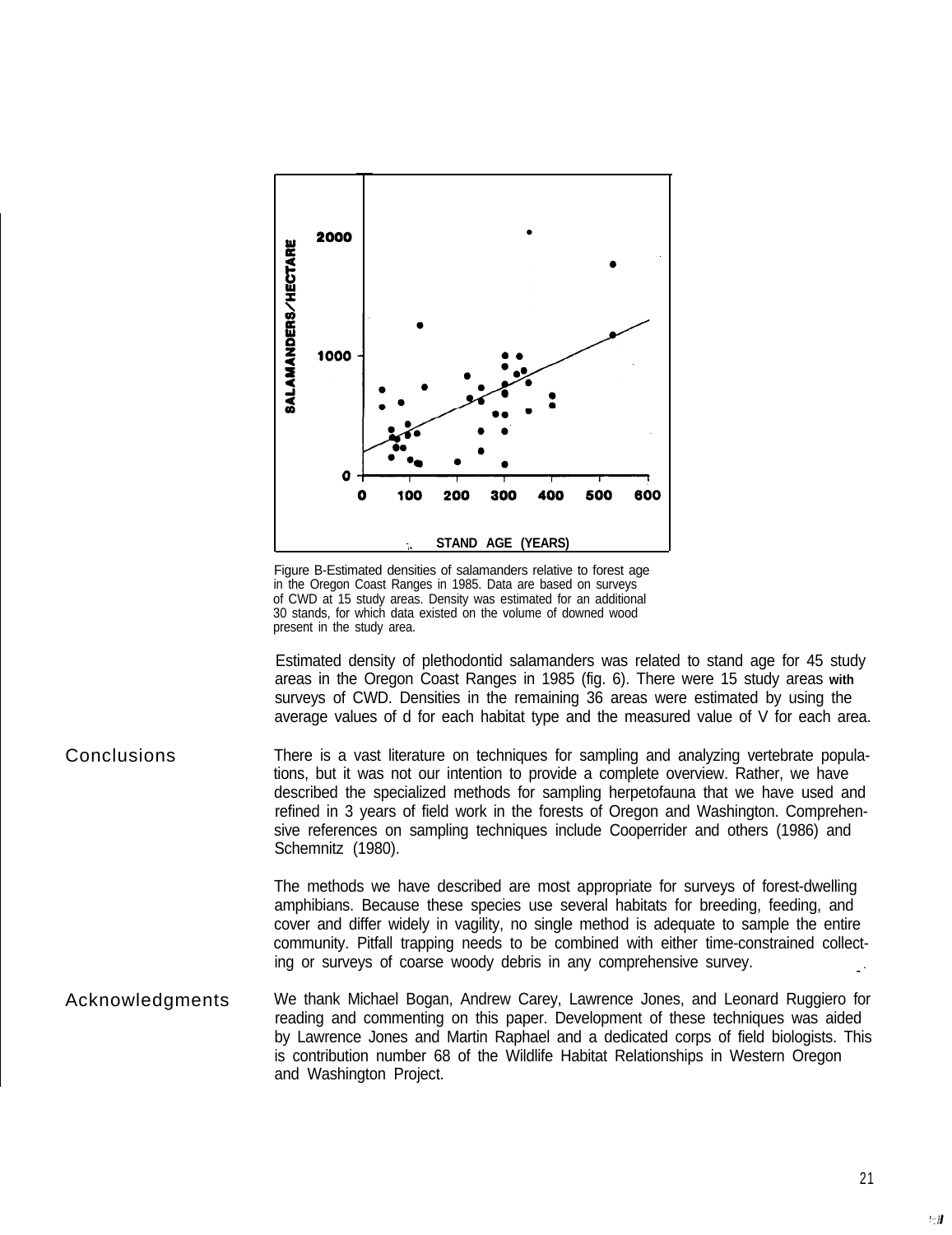Figure B-Estimated densities of salamanders relative to forest age in the Oregon Coast Ranges in 1985. Data are based on surveys of CWD at 15 study areas. Density was estimated for an additional 30 stands, for which data existed on the volume of downed wood present in the study area.

Estimated density of plethodontid salamanders was related to stand age for 45 study areas in the Oregon Coast Ranges in 1985 (fig. 6). There were 15 study areas with surveys of CWD. Densities in the remaining 36 areas were estimated by using the average values of d for each habitat type and the measured value of V for each area.

## Conclusions

There is a vast literature on techniques for sampling and analyzing vertebrate populations, but it was not our intention to provide a complete overview. Rather, we have described the specialized methods for sampling herpetofauna that we have used and refined in 3 years of field work in the forests of Oregon and Washington. Comprehensive references on sampling techniques include Cooperrider and others (1986) and Schemnitz (1980).

The methods we have described are most appropriate for surveys of forest-dwelling amphibians. Because these species use several habitats for breeding, feeding, and cover and differ widely in vagility, no single method is adequate to sample the entire community. Pitfall trapping needs to be combined with either time-constrained collecting or surveys of coarse woody debris in any comprehensive survey.

## Acknowledgments

We thank Michael Bogan, Andrew Carey, Lawrence Jones, and Leonard Ruggiero for reading and commenting on this paper. Development of these techniques was aided by Lawrence Jones and Martin Raphael and a dedicated corps of field biologists. This is contribution number 68 of the Wildlife Habitat Relationships in Western Oregon and Washington Project.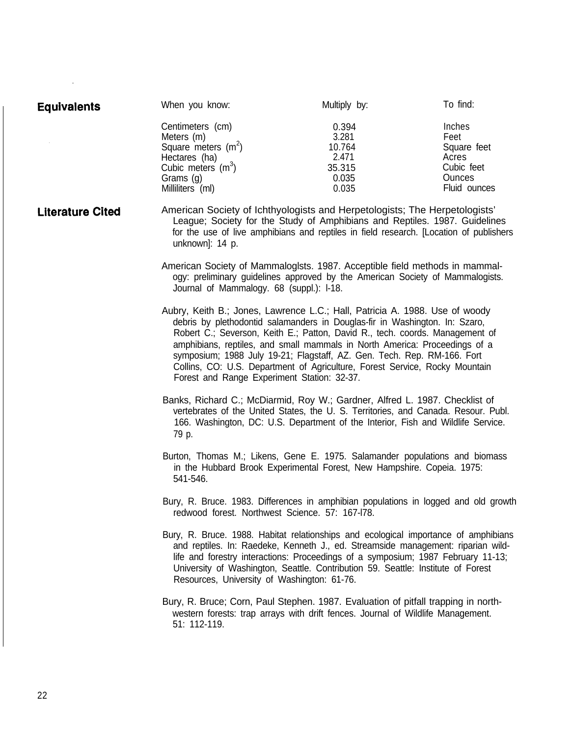## Equivalents

| When you know: | Multiply by: | To find: |
| --- | --- | --- |
| Centimeters (cm) | 0.394 | Inches |
| Meters (m) | 3.281 | Feet |
| Square meters ($m^2$) | 10.764 | Square feet |
| Hectares (ha) | 2.471 | Acres |
| Cubic meters ($m^3$) | 35.315 | Cubic feet |
| Grams (g) | 0.035 | Ounces |
| Milliliters (ml) | 0.035 | Fluid ounces |

## Literature Cited

American Society of Ichthyologists and Herpetologists; The Herpetologists' League; Society for the Study of Amphibians and Reptiles. 1987. Guidelines for the use of live amphibians and reptiles in field research. [Location of publishers unknown]: 14 p.

American Society of Mammaloglsts. 1987. Acceptible field methods in mammalogy: preliminary guidelines approved by the American Society of Mammalogists. Journal of Mammalogy. 68 (suppl.): l-18.

Aubry, Keith B.; Jones, Lawrence L.C.; Hall, Patricia A. 1988. Use of woody debris by plethodontid salamanders in Douglas-fir in Washington. In: Szaro, Robert C.; Severson, Keith E.; Patton, David R., tech. coords. Management of amphibians, reptiles, and small mammals in North America: Proceedings of a symposium; 1988 July 19-21; Flagstaff, AZ. Gen. Tech. Rep. RM-166. Fort Collins, CO: U.S. Department of Agriculture, Forest Service, Rocky Mountain Forest and Range Experiment Station: 32-37.

Banks, Richard C.; McDiarmid, Roy W.; Gardner, Alfred L. 1987. Checklist of vertebrates of the United States, the U. S. Territories, and Canada. Resour. Publ. 166. Washington, DC: U.S. Department of the Interior, Fish and Wildlife Service. 79 p.

Burton, Thomas M.; Likens, Gene E. 1975. Salamander populations and biomass in the Hubbard Brook Experimental Forest, New Hampshire. Copeia. 1975: 541-546.

Bury, R. Bruce. 1983. Differences in amphibian populations in logged and old growth redwood forest. Northwest Science. 57: 167-l78.

Bury, R. Bruce. 1988. Habitat relationships and ecological importance of amphibians and reptiles. In: Raedeke, Kenneth J., ed. Streamside management: riparian wildlife and forestry interactions: Proceedings of a symposium; 1987 February 11-13; University of Washington, Seattle. Contribution 59. Seattle: Institute of Forest Resources, University of Washington: 61-76.

Bury, R. Bruce; Corn, Paul Stephen. 1987. Evaluation of pitfall trapping in northwestern forests: trap arrays with drift fences. Journal of Wildlife Management. 51: 112-119.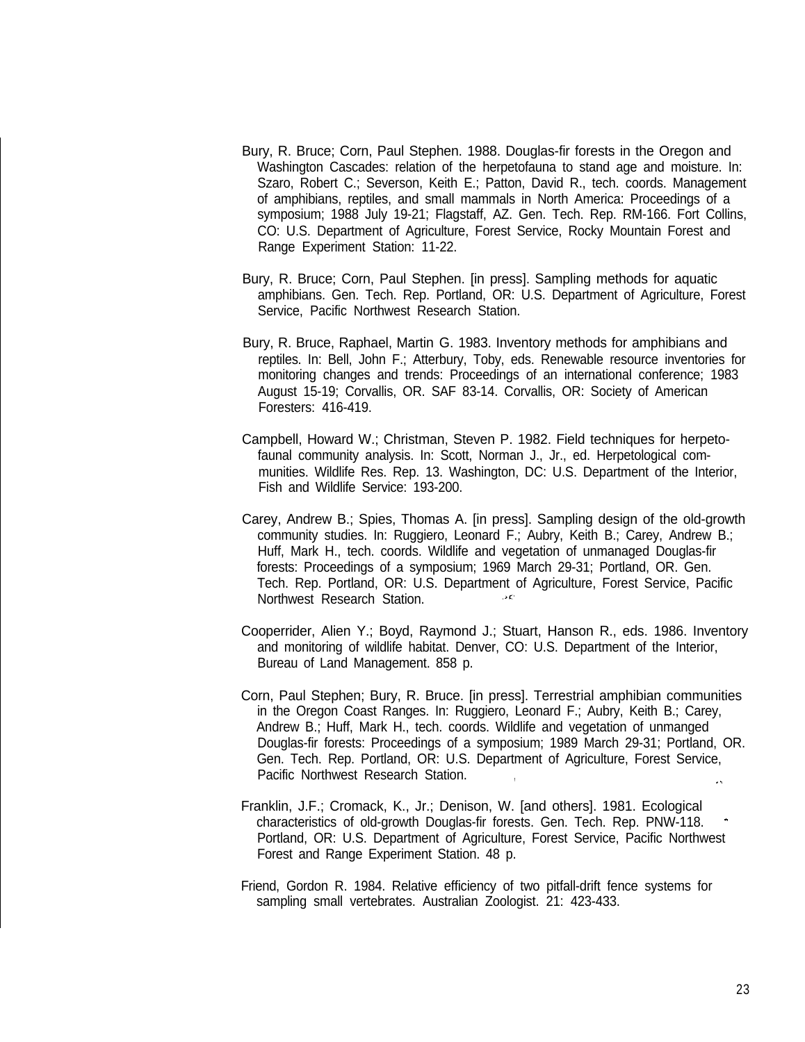Bury, R. Bruce; Corn, Paul Stephen. 1988. Douglas-fir forests in the Oregon and Washington Cascades: relation of the herpetofauna to stand age and moisture. In: Szaro, Robert C.; Severson, Keith E.; Patton, David R., tech. coords. Management of amphibians, reptiles, and small mammals in North America: Proceedings of a symposium; 1988 July 19-21; Flagstaff, AZ. Gen. Tech. Rep. RM-166. Fort Collins, CO: U.S. Department of Agriculture, Forest Service, Rocky Mountain Forest and Range Experiment Station: 11-22.

Bury, R. Bruce; Corn, Paul Stephen. [in press]. Sampling methods for aquatic amphibians. Gen. Tech. Rep. Portland, OR: U.S. Department of Agriculture, Forest Service, Pacific Northwest Research Station.

Bury, R. Bruce, Raphael, Martin G. 1983. Inventory methods for amphibians and reptiles. In: Bell, John F.; Atterbury, Toby, eds. Renewable resource inventories for monitoring changes and trends: Proceedings of an international conference; 1983 August 15-19; Corvallis, OR. SAF 83-14. Corvallis, OR: Society of American Foresters: 416-419.

Campbell, Howard W.; Christman, Steven P. 1982. Field techniques for herpetofaunal community analysis. In: Scott, Norman J., Jr., ed. Herpetological communities. Wildlife Res. Rep. 13. Washington, DC: U.S. Department of the Interior, Fish and Wildlife Service: 193-200.

Carey, Andrew B.; Spies, Thomas A. [in press]. Sampling design of the old-growth community studies. In: Ruggiero, Leonard F.; Aubry, Keith B.; Carey, Andrew B.; Huff, Mark H., tech. coords. Wildlife and vegetation of unmanaged Douglas-fir forests: Proceedings of a symposium; 1969 March 29-31; Portland, OR. Gen. Tech. Rep. Portland, OR: U.S. Department of Agriculture, Forest Service, Pacific Northwest Research Station.

Cooperrider, Alien Y.; Boyd, Raymond J.; Stuart, Hanson R., eds. 1986. Inventory and monitoring of wildlife habitat. Denver, CO: U.S. Department of the Interior, Bureau of Land Management. 858 p.

Corn, Paul Stephen; Bury, R. Bruce. [in press]. Terrestrial amphibian communities in the Oregon Coast Ranges. In: Ruggiero, Leonard F.; Aubry, Keith B.; Carey, Andrew B.; Huff, Mark H., tech. coords. Wildlife and vegetation of unmanged Douglas-fir forests: Proceedings of a symposium; 1989 March 29-31; Portland, OR. Gen. Tech. Rep. Portland, OR: U.S. Department of Agriculture, Forest Service, Pacific Northwest Research Station.

Franklin, J.F.; Cromack, K., Jr.; Denison, W. [and others]. 1981. Ecological characteristics of old-growth Douglas-fir forests. Gen. Tech. Rep. PNW-118. Portland, OR: U.S. Department of Agriculture, Forest Service, Pacific Northwest Forest and Range Experiment Station. 48 p.

Friend, Gordon R. 1984. Relative efficiency of two pitfall-drift fence systems for sampling small vertebrates. Australian Zoologist. 21: 423-433.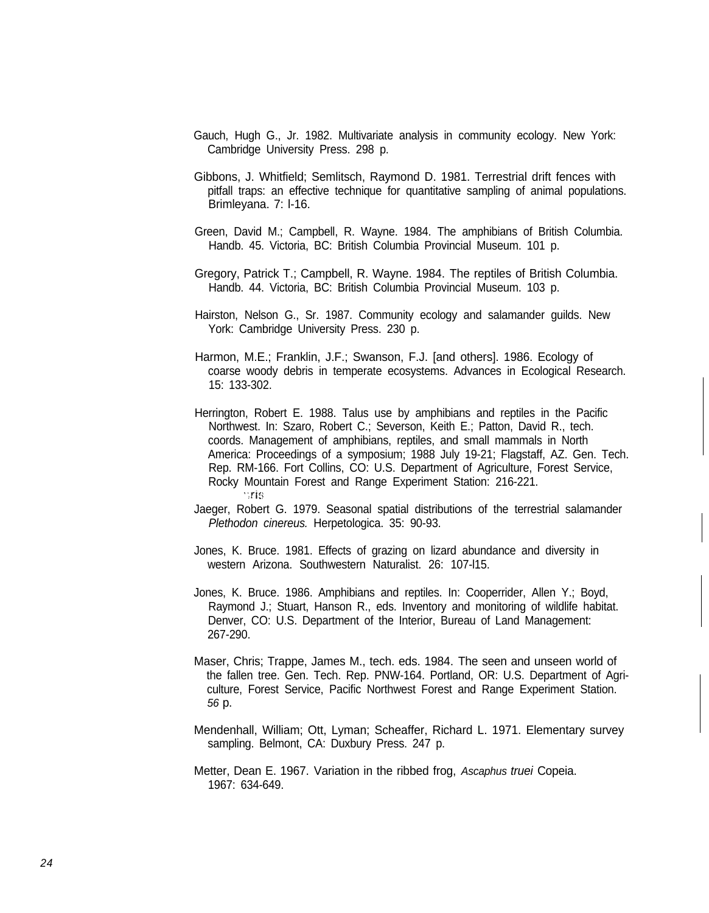Gauch, Hugh G., Jr. 1982. Multivariate analysis in community ecology. New York: Cambridge University Press. 298 p.

Gibbons, J. Whitfield; Semlitsch, Raymond D. 1981. Terrestrial drift fences with pitfall traps: an effective technique for quantitative sampling of animal populations. Brimleyana. 7: l-16.

Green, David M.; Campbell, R. Wayne. 1984. The amphibians of British Columbia. Handb. 45. Victoria, BC: British Columbia Provincial Museum. 101 p.

Gregory, Patrick T.; Campbell, R. Wayne. 1984. The reptiles of British Columbia. Handb. 44. Victoria, BC: British Columbia Provincial Museum. 103 p.

Hairston, Nelson G., Sr. 1987. Community ecology and salamander guilds. New York: Cambridge University Press. 230 p.

Harmon, M.E.; Franklin, J.F.; Swanson, F.J. [and others]. 1986. Ecology of coarse woody debris in temperate ecosystems. Advances in Ecological Research. 15: 133-302.

Herrington, Robert E. 1988. Talus use by amphibians and reptiles in the Pacific Northwest. In: Szaro, Robert C.; Severson, Keith E.; Patton, David R., tech. coords. Management of amphibians, reptiles, and small mammals in North America: Proceedings of a symposium; 1988 July 19-21; Flagstaff, AZ. Gen. Tech. Rep. RM-166. Fort Collins, CO: U.S. Department of Agriculture, Forest Service, Rocky Mountain Forest and Range Experiment Station: 216-221.

Jaeger, Robert G. 1979. Seasonal spatial distributions of the terrestrial salamander *Plethodon cinereus.* Herpetologica. 35: 90-93.

Jones, K. Bruce. 1981. Effects of grazing on lizard abundance and diversity in western Arizona. Southwestern Naturalist. 26: 107-l15.

Jones, K. Bruce. 1986. Amphibians and reptiles. In: Cooperrider, Allen Y.; Boyd, Raymond J.; Stuart, Hanson R., eds. Inventory and monitoring of wildlife habitat. Denver, CO: U.S. Department of the Interior, Bureau of Land Management: 267-290.

Maser, Chris; Trappe, James M., tech. eds. 1984. The seen and unseen world of the fallen tree. Gen. Tech. Rep. PNW-164. Portland, OR: U.S. Department of Agriculture, Forest Service, Pacific Northwest Forest and Range Experiment Station. 56 p.

Mendenhall, William; Ott, Lyman; Scheaffer, Richard L. 1971. Elementary survey sampling. Belmont, CA: Duxbury Press. 247 p.

Metter, Dean E. 1967. Variation in the ribbed frog, *Ascaphus truei* Copeia. 1967: 634-649.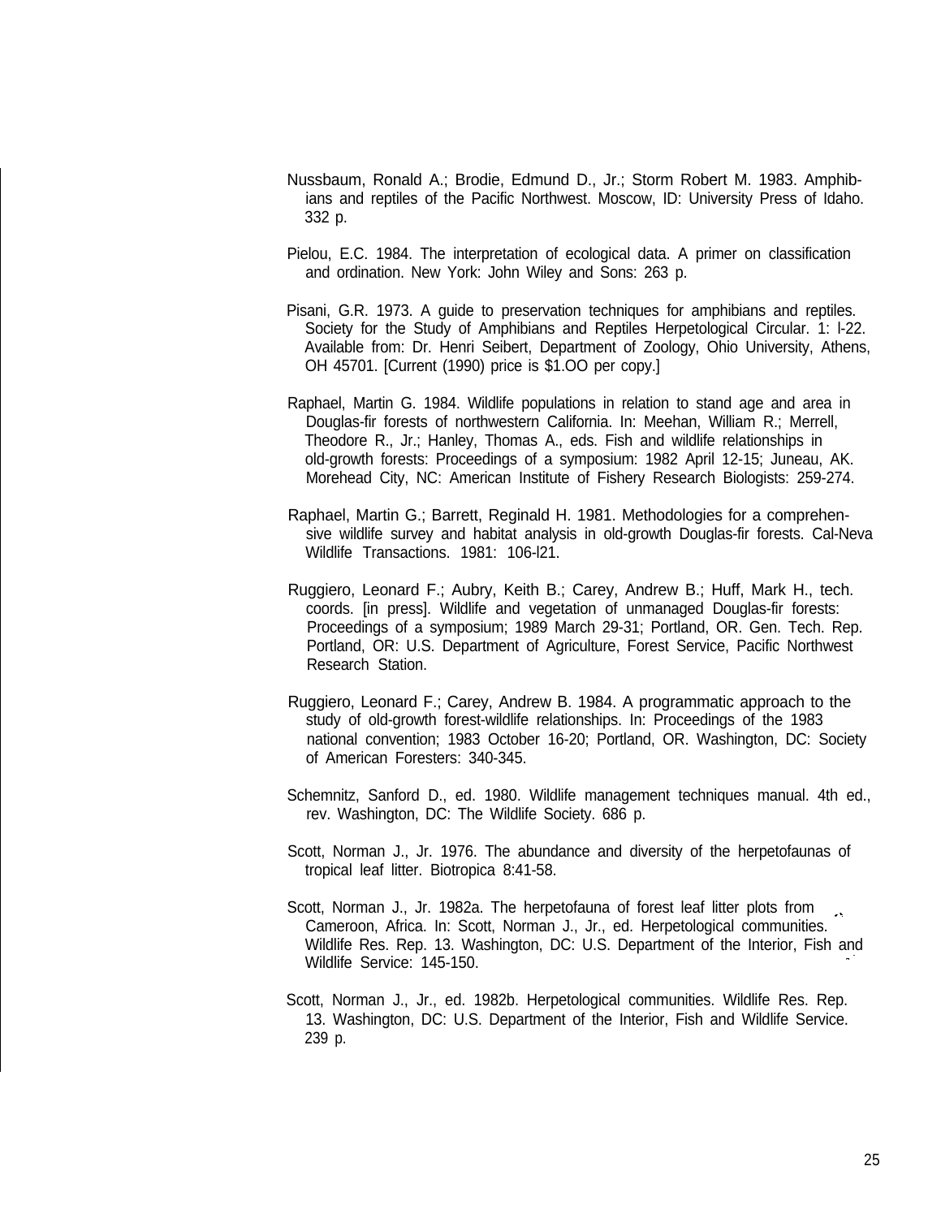Nussbaum, Ronald A.; Brodie, Edmund D., Jr.; Storm Robert M. 1983. Amphibians and reptiles of the Pacific Northwest. Moscow, ID: University Press of Idaho. 332 p.

Pielou, E.C. 1984. The interpretation of ecological data. A primer on classification and ordination. New York: John Wiley and Sons: 263 p.

Pisani, G.R. 1973. A guide to preservation techniques for amphibians and reptiles. Society for the Study of Amphibians and Reptiles Herpetological Circular. 1: l-22. Available from: Dr. Henri Seibert, Department of Zoology, Ohio University, Athens, OH 45701. [Current (1990) price is $1.OO per copy.]

Raphael, Martin G. 1984. Wildlife populations in relation to stand age and area in Douglas-fir forests of northwestern California. In: Meehan, William R.; Merrell, Theodore R., Jr.; Hanley, Thomas A., eds. Fish and wildlife relationships in old-growth forests: Proceedings of a symposium: 1982 April 12-15; Juneau, AK. Morehead City, NC: American Institute of Fishery Research Biologists: 259-274.

Raphael, Martin G.; Barrett, Reginald H. 1981. Methodologies for a comprehensive wildlife survey and habitat analysis in old-growth Douglas-fir forests. Cal-Neva Wildlife Transactions. 1981: 106-l21.

Ruggiero, Leonard F.; Aubry, Keith B.; Carey, Andrew B.; Huff, Mark H., tech. coords. [in press]. Wildlife and vegetation of unmanaged Douglas-fir forests: Proceedings of a symposium; 1989 March 29-31; Portland, OR. Gen. Tech. Rep. Portland, OR: U.S. Department of Agriculture, Forest Service, Pacific Northwest Research Station.

Ruggiero, Leonard F.; Carey, Andrew B. 1984. A programmatic approach to the study of old-growth forest-wildlife relationships. In: Proceedings of the 1983 national convention; 1983 October 16-20; Portland, OR. Washington, DC: Society of American Foresters: 340-345.

Schemnitz, Sanford D., ed. 1980. Wildlife management techniques manual. 4th ed., rev. Washington, DC: The Wildlife Society. 686 p.

Scott, Norman J., Jr. 1976. The abundance and diversity of the herpetofaunas of tropical leaf litter. Biotropica 8:41-58.

Scott, Norman J., Jr. 1982a. The herpetofauna of forest leaf litter plots from Cameroon, Africa. In: Scott, Norman J., Jr., ed. Herpetological communities. Wildlife Res. Rep. 13. Washington, DC: U.S. Department of the Interior, Fish and Wildlife Service: 145-150.

Scott, Norman J., Jr., ed. 1982b. Herpetological communities. Wildlife Res. Rep. 13. Washington, DC: U.S. Department of the Interior, Fish and Wildlife Service. 239 p.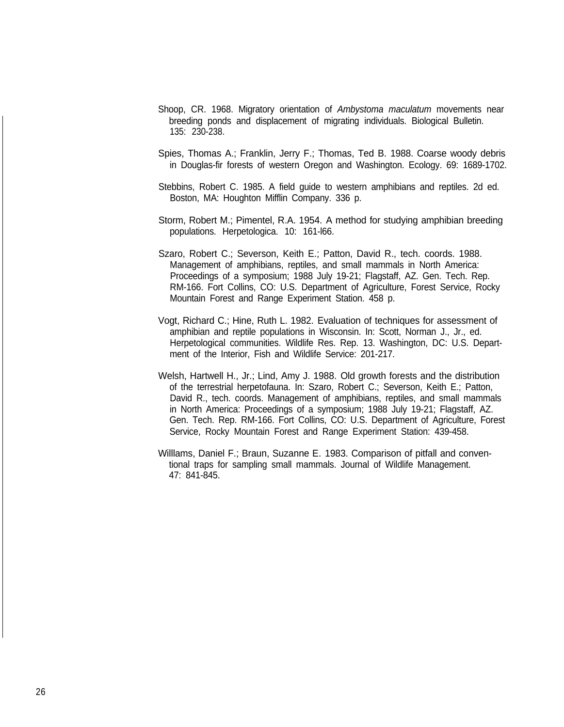Shoop, CR. 1968. Migratory orientation of *Ambystoma maculatum* movements near breeding ponds and displacement of migrating individuals. Biological Bulletin. 135: 230-238.

Spies, Thomas A.; Franklin, Jerry F.; Thomas, Ted B. 1988. Coarse woody debris in Douglas-fir forests of western Oregon and Washington. Ecology. 69: 1689-1702.

Stebbins, Robert C. 1985. A field guide to western amphibians and reptiles. 2d ed. Boston, MA: Houghton Mifflin Company. 336 p.

Storm, Robert M.; Pimentel, R.A. 1954. A method for studying amphibian breeding populations. Herpetologica. 10: 161-l66.

Szaro, Robert C.; Severson, Keith E.; Patton, David R., tech. coords. 1988. Management of amphibians, reptiles, and small mammals in North America: Proceedings of a symposium; 1988 July 19-21; Flagstaff, AZ. Gen. Tech. Rep. RM-166. Fort Collins, CO: U.S. Department of Agriculture, Forest Service, Rocky Mountain Forest and Range Experiment Station. 458 p.

Vogt, Richard C.; Hine, Ruth L. 1982. Evaluation of techniques for assessment of amphibian and reptile populations in Wisconsin. In: Scott, Norman J., Jr., ed. Herpetological communities. Wildlife Res. Rep. 13. Washington, DC: U.S. Department of the Interior, Fish and Wildlife Service: 201-217.

Welsh, Hartwell H., Jr.; Lind, Amy J. 1988. Old growth forests and the distribution of the terrestrial herpetofauna. In: Szaro, Robert C.; Severson, Keith E.; Patton, David R., tech. coords. Management of amphibians, reptiles, and small mammals in North America: Proceedings of a symposium; 1988 July 19-21; Flagstaff, AZ. Gen. Tech. Rep. RM-166. Fort Collins, CO: U.S. Department of Agriculture, Forest Service, Rocky Mountain Forest and Range Experiment Station: 439-458.

Willlams, Daniel F.; Braun, Suzanne E. 1983. Comparison of pitfall and conventional traps for sampling small mammals. Journal of Wildlife Management. 47: 841-845.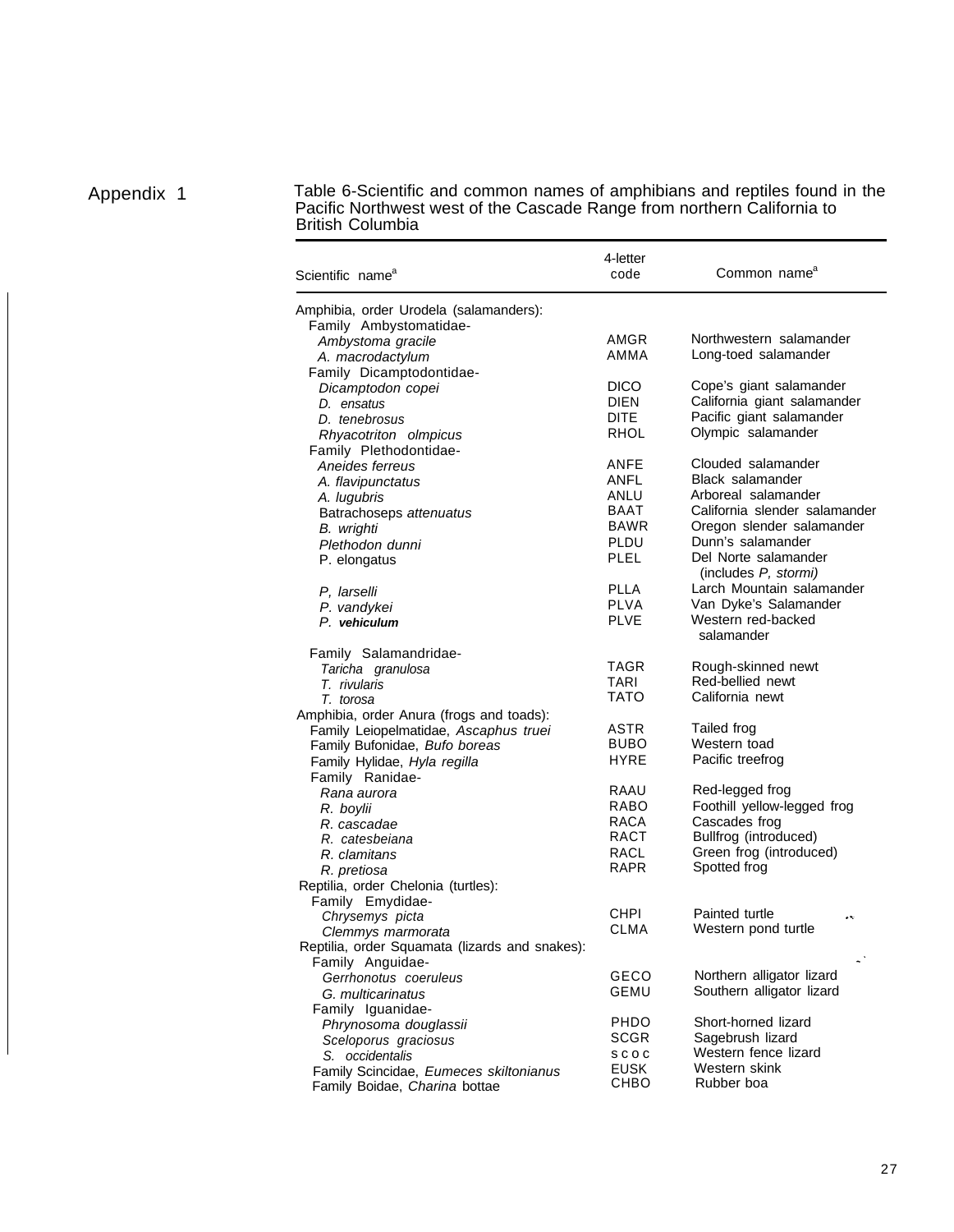# Appendix 1

Table 6-Scientific and common names of amphibians and reptiles found in the Pacific Northwest west of the Cascade Range from northern California to British Columbia

| Scientific name[a] | 4-letter code | Common name[a] |
|---|---|---|
| Amphibia, order Urodela (salamanders): | | |
| Family Ambystomatidae- | | |
| *Ambystoma gracile* | AMGR | Northwestern salamander |
| *A. macrodactylum* | AMMA | Long-toed salamander |
| Family Dicamptodontidae- | | |
| *Dicamptodon copei* | DICO | Cope's giant salamander |
| *D. ensatus* | DIEN | California giant salamander |
| *D. tenebrosus* | DITE | Pacific giant salamander |
| *Rhyacotriton olmpicus* | RHOL | Olympic salamander |
| Family Plethodontidae- | | |
| *Aneides ferreus* | ANFE | Clouded salamander |
| *A. flavipunctatus* | ANFL | Black salamander |
| *A. lugubris* | ANLU | Arboreal salamander |
| Batrachoseps *attenuatus* | BAAT | California slender salamander |
| *B. wrighti* | BAWR | Oregon slender salamander |
| *Plethodon dunni* | PLDU | Dunn's salamander |
| P. elongatus | PLEL | Del Norte salamander (includes *P, stormi)* |
| *P, larselli* | PLLA | Larch Mountain salamander |
| *P. vandykei* | PLVA | Van Dyke's Salamander |
| *P.* ***vehiculum*** | PLVE | Western red-backed salamander |
| Family Salamandridae- | | |
| *Taricha granulosa* | TAGR | Rough-skinned newt |
| *T. rivularis* | TARI | Red-bellied newt |
| *T. torosa* | TATO | California newt |
| Amphibia, order Anura (frogs and toads): | | |
| Family Leiopelmatidae, *Ascaphus truei* | ASTR | Tailed frog |
| Family Bufonidae, *Bufo boreas* | BUBO | Western toad |
| Family Hylidae, *Hyla regilla* | HYRE | Pacific treefrog |
| Family Ranidae- | | |
| *Rana aurora* | RAAU | Red-legged frog |
| *R. boylii* | RABO | Foothill yellow-legged frog |
| *R. cascadae* | RACA | Cascades frog |
| *R. catesbeiana* | RACT | Bullfrog (introduced) |
| *R. clamitans* | RACL | Green frog (introduced) |
| *R. pretiosa* | RAPR | Spotted frog |
| Reptilia, order Chelonia (turtles): | | |
| Family Emydidae- | | |
| *Chrysemys picta* | CHPI | Painted turtle |
| *Clemmys marmorata* | CLMA | Western pond turtle |
| Reptilia, order Squamata (lizards and snakes): | | |
| Family Anguidae- | | |
| *Gerrhonotus coeruleus* | GECO | Northern alligator lizard |
| *G. multicarinatus* | GEMU | Southern alligator lizard |
| Family Iguanidae- | | |
| *Phrynosoma douglassii* | PHDO | Short-horned lizard |
| *Sceloporus graciosus* | SCGR | Sagebrush lizard |
| *S. occidentalis* | SCOC | Western fence lizard |
| Family Scincidae, *Eumeces skiltonianus* | EUSK | Western skink |
| Family Boidae, *Charina* bottae | CHBO | Rubber boa |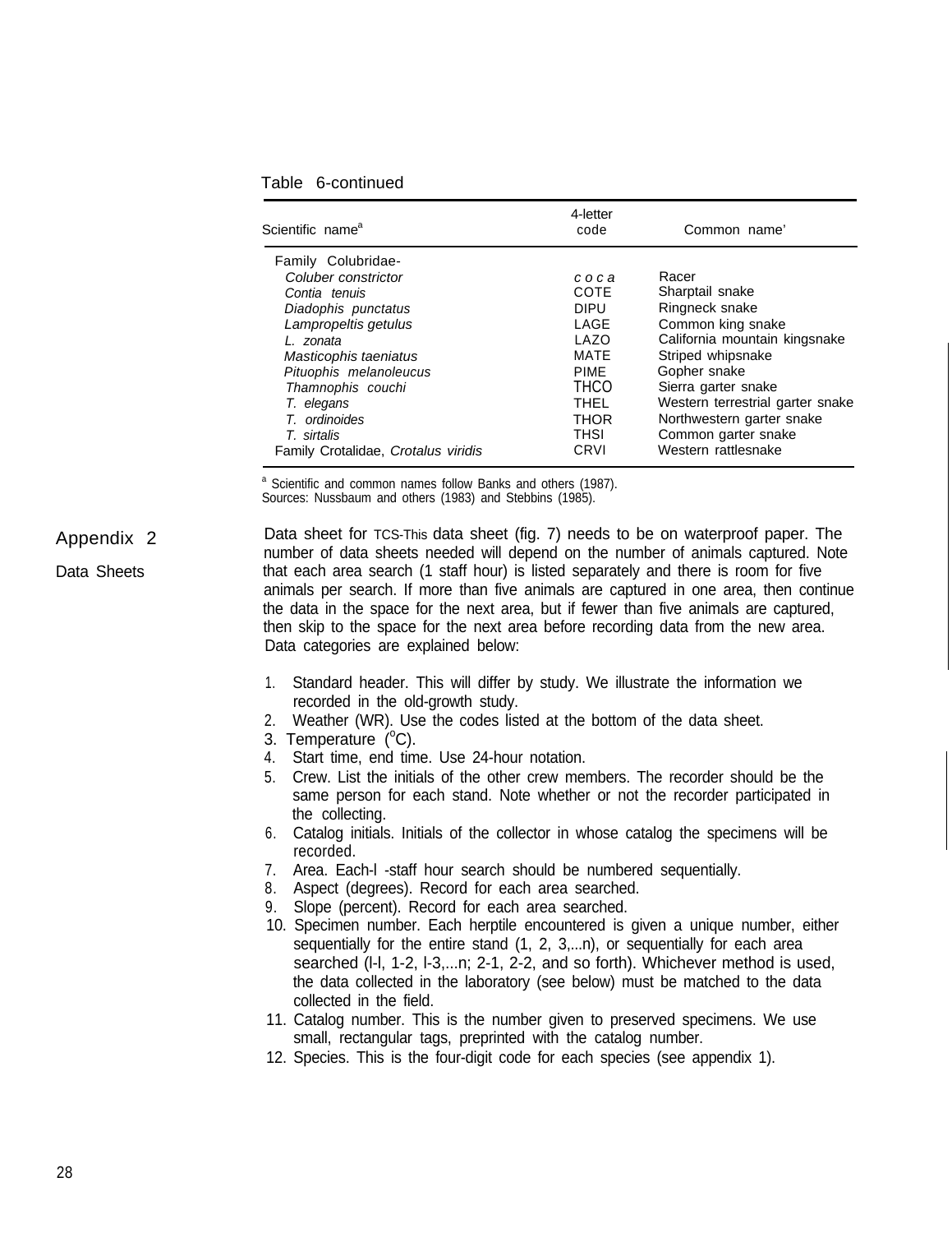Table 6-continued

| Scientific name[a] | 4-letter code | Common name' |
|---|---|---|
| Family Colubridae- | | |
| *Coluber constrictor* | *coca* | Racer |
| *Contia tenuis* | COTE | Sharptail snake |
| *Diadophis punctatus* | DIPU | Ringneck snake |
| *Lampropeltis getulus* | LAGE | Common king snake |
| *L. zonata* | LAZO | California mountain kingsnake |
| *Masticophis taeniatus* | MATE | Striped whipsnake |
| *Pituophis melanoleucus* | PIME | Gopher snake |
| *Thamnophis couchi* | THCO | Sierra garter snake |
| *T. elegans* | THEL | Western terrestrial garter snake |
| *T. ordinoides* | THOR | Northwestern garter snake |
| *T. sirtalis* | THSI | Common garter snake |
| Family Crotalidae, *Crotalus viridis* | CRVI | Western rattlesnake |

[a] Scientific and common names follow Banks and others (1987).
Sources: Nussbaum and others (1983) and Stebbins (1985).

## Appendix 2

### Data Sheets

Data sheet for TCS-This data sheet (fig. 7) needs to be on waterproof paper. The number of data sheets needed will depend on the number of animals captured. Note that each area search (1 staff hour) is listed separately and there is room for five animals per search. If more than five animals are captured in one area, then continue the data in the space for the next area, but if fewer than five animals are captured, then skip to the space for the next area before recording data from the new area. Data categories are explained below:

1. Standard header. This will differ by study. We illustrate the information we recorded in the old-growth study.
2. Weather (WR). Use the codes listed at the bottom of the data sheet.
3. Temperature (°C).
4. Start time, end time. Use 24-hour notation.
5. Crew. List the initials of the other crew members. The recorder should be the same person for each stand. Note whether or not the recorder participated in the collecting.
6. Catalog initials. Initials of the collector in whose catalog the specimens will be recorded.
7. Area. Each-l -staff hour search should be numbered sequentially.
8. Aspect (degrees). Record for each area searched.
9. Slope (percent). Record for each area searched.
10. Specimen number. Each herptile encountered is given a unique number, either sequentially for the entire stand (1, 2, 3,...n), or sequentially for each area searched (l-l, 1-2, l-3,...n; 2-1, 2-2, and so forth). Whichever method is used, the data collected in the laboratory (see below) must be matched to the data collected in the field.
11. Catalog number. This is the number given to preserved specimens. We use small, rectangular tags, preprinted with the catalog number.
12. Species. This is the four-digit code for each species (see appendix 1).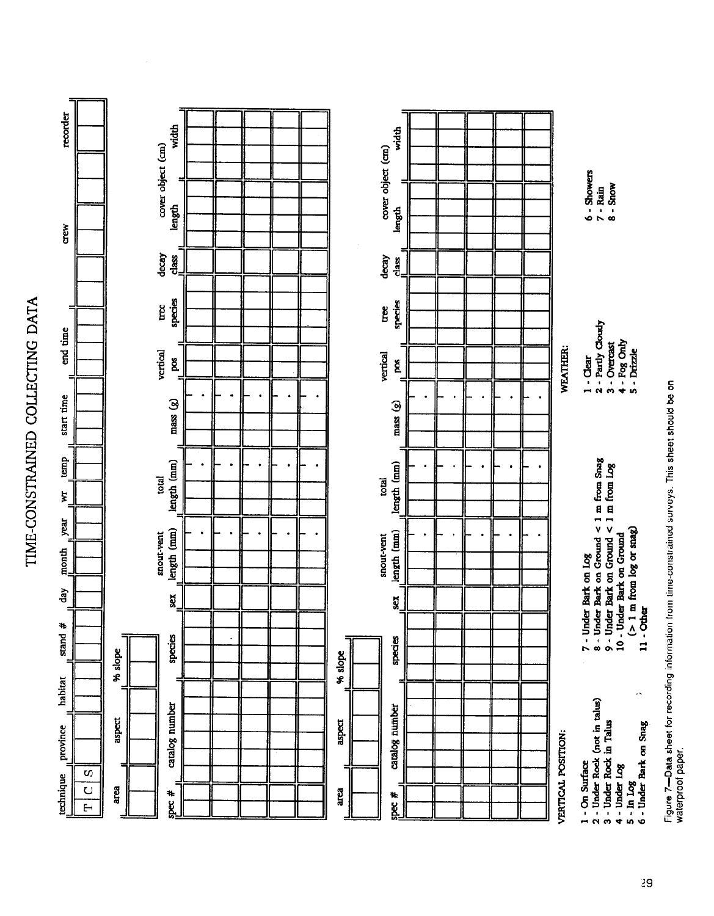# TIME-CONSTRAINED COLLECTING DATA

| technique | province | habitat | stand # | day | month | year | wr | temp | start time | end time | crew | recorder |
|---|---|---|---|---|---|---|---|---|---|---|---|---|
| T C S | | | | | | | | | | | | |

| area | aspect | % slope |
|---|---|---|
| | | |

| spec # | catalog number | species | sex | snout-vent length (mm) | total length (mm) | mass (g) | vertical pos | tree species | decay class | cover object (cm) length | cover object (cm) width |
|---|---|---|---|---|---|---|---|---|---|---|---|
| | | | | . | . | . | | | | | |
| | | | | . | . | . | | | | | |
| | | | | . | . | . | | | | | |
| | | | | . | . | . | | | | | |
| | | | | . | . | . | | | | | |

| area | aspect | % slope |
|---|---|---|
| | | |

| spec # | catalog number | species | sex | snout-vent length (mm) | total length (mm) | mass (g) | vertical pos | tree species | decay class | cover object (cm) length | cover object (cm) width |
|---|---|---|---|---|---|---|---|---|---|---|---|
| | | | | . | . | . | | | | | |
| | | | | . | . | . | | | | | |
| | | | | . | . | . | | | | | |
| | | | | . | . | . | | | | | |
| | | | | . | . | . | | | | | |

VERTICAL POSITION:

1 - On Surface
2 - Under Rock (not in talus)
3 - Under Rock in Talus
4 - Under Log
5 - In Log
6 - Under Bark on Snag
7 - Under Bark on Log
8 - Under Bark on Ground < 1 m from Snag
9 - Under Bark on Ground < 1 m from Log
10 - Under Bark on Ground (> 1 m from log or snag)
11 - Other

WEATHER:

1 - Clear
2 - Partly Cloudy
3 - Overcast
4 - Fog Only
5 - Drizzle
6 - Showers
7 - Rain
8 - Snow

Figure 7—Data sheet for recording information from time-constrained surveys. This sheet should be on waterproof paper.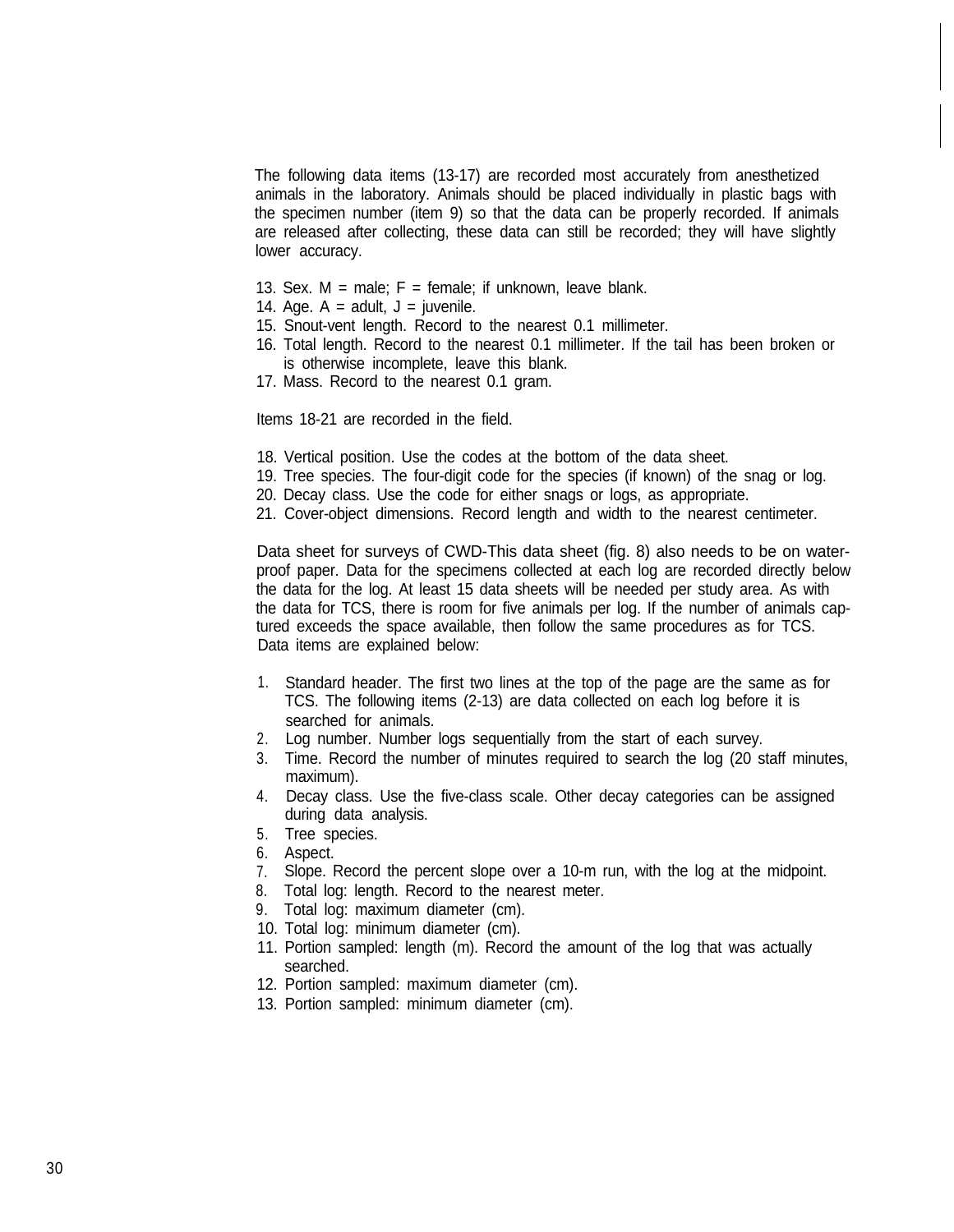The following data items (13-17) are recorded most accurately from anesthetized animals in the laboratory. Animals should be placed individually in plastic bags with the specimen number (item 9) so that the data can be properly recorded. If animals are released after collecting, these data can still be recorded; they will have slightly lower accuracy.

13. Sex. M = male; F = female; if unknown, leave blank.
14. Age. A = adult, J = juvenile.
15. Snout-vent length. Record to the nearest 0.1 millimeter.
16. Total length. Record to the nearest 0.1 millimeter. If the tail has been broken or is otherwise incomplete, leave this blank.
17. Mass. Record to the nearest 0.1 gram.

Items 18-21 are recorded in the field.

18. Vertical position. Use the codes at the bottom of the data sheet.
19. Tree species. The four-digit code for the species (if known) of the snag or log.
20. Decay class. Use the code for either snags or logs, as appropriate.
21. Cover-object dimensions. Record length and width to the nearest centimeter.

Data sheet for surveys of CWD-This data sheet (fig. 8) also needs to be on waterproof paper. Data for the specimens collected at each log are recorded directly below the data for the log. At least 15 data sheets will be needed per study area. As with the data for TCS, there is room for five animals per log. If the number of animals captured exceeds the space available, then follow the same procedures as for TCS. Data items are explained below:

1. Standard header. The first two lines at the top of the page are the same as for TCS. The following items (2-13) are data collected on each log before it is searched for animals.
2. Log number. Number logs sequentially from the start of each survey.
3. Time. Record the number of minutes required to search the log (20 staff minutes, maximum).
4. Decay class. Use the five-class scale. Other decay categories can be assigned during data analysis.
5. Tree species.
6. Aspect.
7. Slope. Record the percent slope over a 10-m run, with the log at the midpoint.
8. Total log: length. Record to the nearest meter.
9. Total log: maximum diameter (cm).
10. Total log: minimum diameter (cm).
11. Portion sampled: length (m). Record the amount of the log that was actually searched.
12. Portion sampled: maximum diameter (cm).
13. Portion sampled: minimum diameter (cm).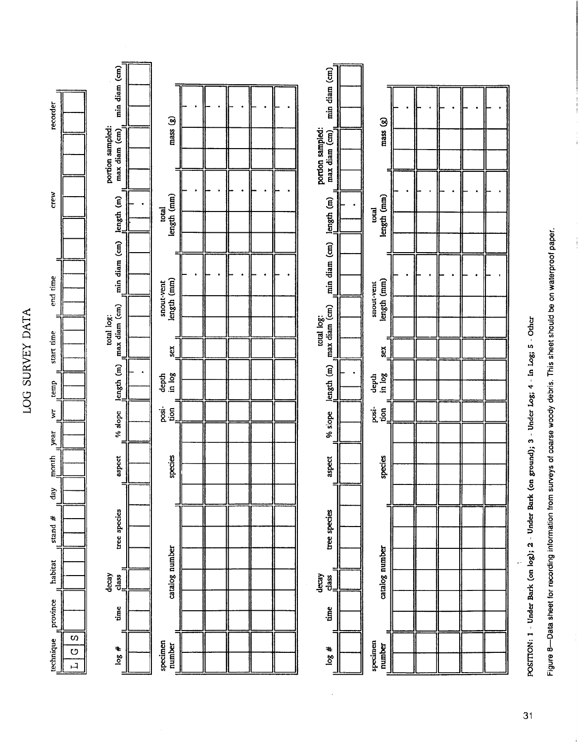# LOG SURVEY DATA

| technique | province | habitat | stand # | day | month | year | wr | temp | start time | end time | crew | recorder |
|---|---|---|---|---|---|---|---|---|---|---|---|---|
| L G S | | | | | | | | | | | | |

| log # | time | decay class | tree species | aspect | % slope | length (m) | total log: max diam (cm) | total log: min diam (cm) | portion sampled: length (m) | portion sampled: max diam (cm) | portion sampled: min diam (cm) |
|---|---|---|---|---|---|---|---|---|---|---|---|
| | | | | | | . | | | . | | |

| specimen number | catalog number | species | position | depth in log | sex | snout-vent length (mm) | total length (mm) | mass (g) |
|---|---|---|---|---|---|---|---|---|
| | | | | | | . | . | . |
| | | | | | | . | . | . |
| | | | | | | . | . | . |
| | | | | | | . | . | . |
| | | | | | | . | . | . |

| log # | time | decay class | tree species | aspect | % slope | length (m) | total log: max diam (cm) | total log: min diam (cm) | portion sampled: length (m) | portion sampled: max diam (cm) | portion sampled: min diam (cm) |
|---|---|---|---|---|---|---|---|---|---|---|---|
| | | | | | | . | | | . | | |

| specimen number | catalog number | species | position | depth in log | sex | snout-vent length (mm) | total length (mm) | mass (g) |
|---|---|---|---|---|---|---|---|---|
| | | | | | | . | . | . |
| | | | | | | . | . | . |
| | | | | | | . | . | . |
| | | | | | | . | . | . |
| | | | | | | . | . | . |

**POSITION: 1 - Under Bark (on log); 2 - Under Bark (on ground); 3 - Under Log; 4 - In Log; 5 - Other**

Figure 8—Data sheet for recording information from surveys of coarse woody debris. This sheet should be on waterproof paper.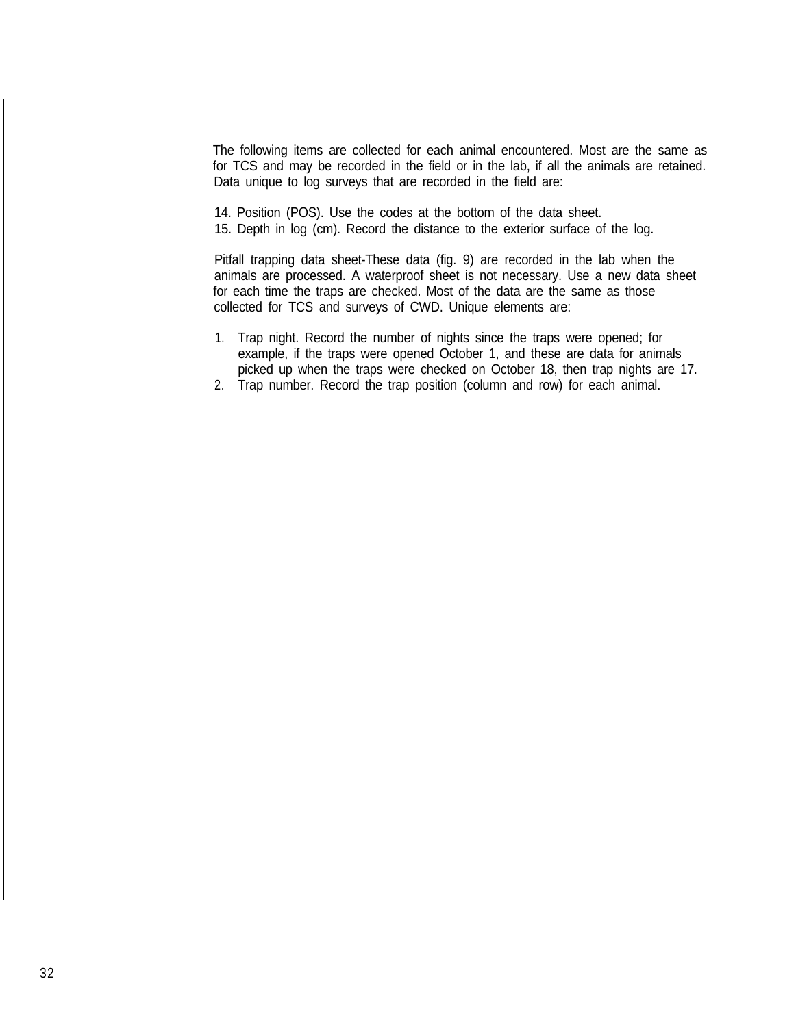The following items are collected for each animal encountered. Most are the same as for TCS and may be recorded in the field or in the lab, if all the animals are retained. Data unique to log surveys that are recorded in the field are:

14. Position (POS). Use the codes at the bottom of the data sheet.
15. Depth in log (cm). Record the distance to the exterior surface of the log.

Pitfall trapping data sheet-These data (fig. 9) are recorded in the lab when the animals are processed. A waterproof sheet is not necessary. Use a new data sheet for each time the traps are checked. Most of the data are the same as those collected for TCS and surveys of CWD. Unique elements are:

1. Trap night. Record the number of nights since the traps were opened; for example, if the traps were opened October 1, and these are data for animals picked up when the traps were checked on October 18, then trap nights are 17.
2. Trap number. Record the trap position (column and row) for each animal.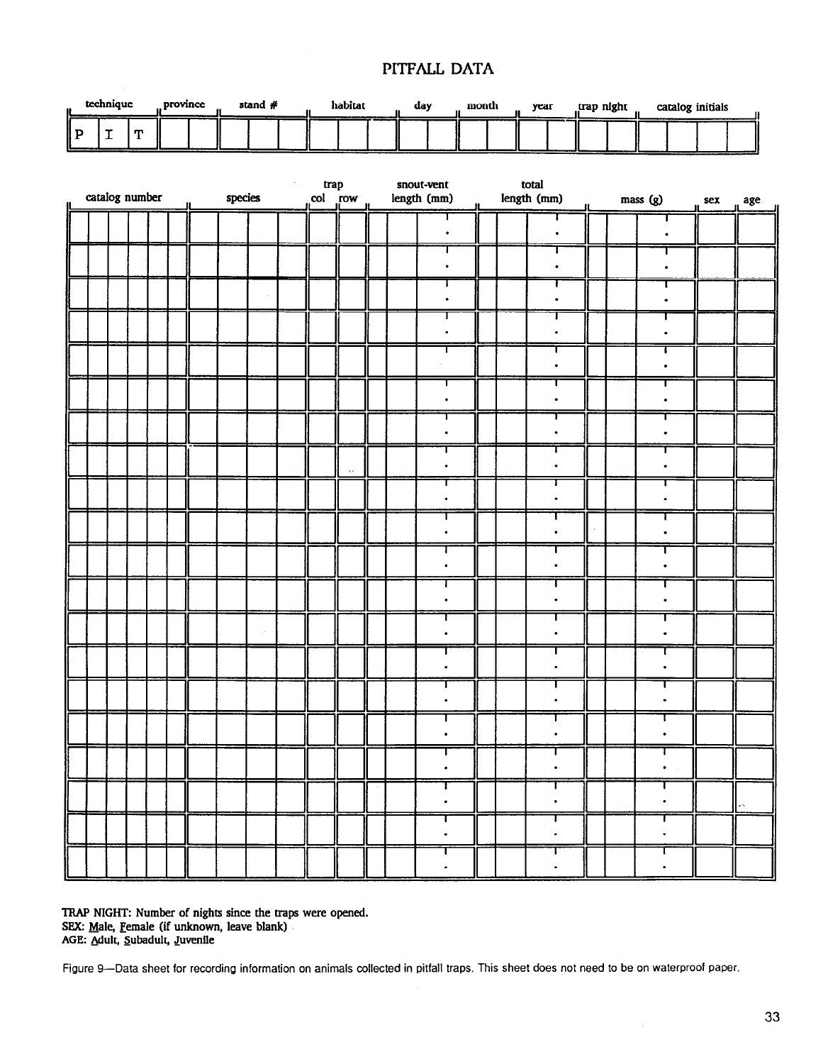# PITFALL DATA

| technique | | | province | | stand # | | | habitat | | | day | | month | | year | | trap night | | catalog initials | | | |
|---|---|---|---|---|---|---|---|---|---|---|---|---|---|---|---|---|---|---|---|---|---|---|
| P | I | T | | | | | | | | | | | | | | | | | | | | |

| catalog number | species | trap col | trap row | snout-vent length (mm) | total length (mm) | mass (g) | sex | age |
|---|---|---|---|---|---|---|---|---|
| | | | | . | . | . | | |
| | | | | . | . | . | | |
| | | | | . | . | . | | |
| | | | | . | . | . | | |
| | | | | . | . | . | | |
| | | | | . | . | . | | |
| | | | | . | . | . | | |
| | | | | . | . | . | | |
| | | | | . | . | . | | |
| | | | | . | . | . | | |
| | | | | . | . | . | | |
| | | | | . | . | . | | |
| | | | | . | . | . | | |
| | | | | . | . | . | | |
| | | | | . | . | . | | |
| | | | | . | . | . | | |
| | | | | . | . | . | | |
| | | | | . | . | . | | |
| | | | | . | . | . | | |
| | | | | . | . | . | | |

TRAP NIGHT: Number of nights since the traps were opened.
SEX: Male, Female (if unknown, leave blank)
AGE: Adult, Subadult, Juvenile

Figure 9—Data sheet for recording information on animals collected in pitfall traps. This sheet does not need to be on waterproof paper.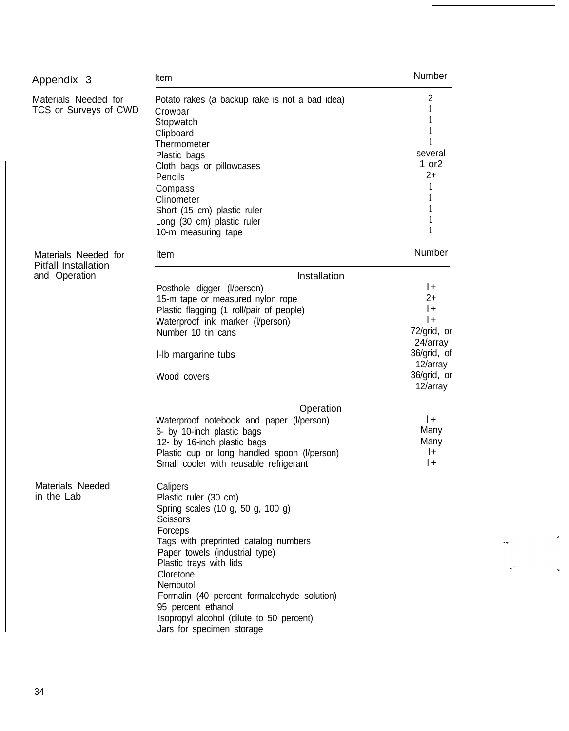## Appendix 3

### Materials Needed for TCS or Surveys of CWD

| Item | Number |
|---|---|
| Potato rakes (a backup rake is not a bad idea) | 2 |
| Crowbar | 1 |
| Stopwatch | 1 |
| Clipboard | 1 |
| Thermometer | 1 |
| Plastic bags | several |
| Cloth bags or pillowcases | 1 or2 |
| Pencils | 2+ |
| Compass | 1 |
| Clinometer | 1 |
| Short (15 cm) plastic ruler | 1 |
| Long (30 cm) plastic ruler | 1 |
| 10-m measuring tape | 1 |

### Materials Needed for Pitfall Installation and Operation

| Item | Number |
|---|---|
| **Installation** | |
| Posthole digger (l/person) | l+ |
| 15-m tape or measured nylon rope | 2+ |
| Plastic flagging (1 roll/pair of people) | l+ |
| Waterproof ink marker (l/person) | l+ |
| Number 10 tin cans | 72/grid, or 24/array |
| l-lb margarine tubs | 36/grid, of 12/array |
| Wood covers | 36/grid, or 12/array |
| **Operation** | |
| Waterproof notebook and paper (l/person) | l+ |
| 6- by 10-inch plastic bags | Many |
| 12- by 16-inch plastic bags | Many |
| Plastic cup or long handled spoon (l/person) | l+ |
| Small cooler with reusable refrigerant | l+ |

### Materials Needed in the Lab

- Calipers
- Plastic ruler (30 cm)
- Spring scales (10 g, 50 g, 100 g)
- Scissors
- Forceps
- Tags with preprinted catalog numbers
- Paper towels (industrial type)
- Plastic trays with lids
- Cloretone
- Nembutol
- Formalin (40 percent formaldehyde solution)
- 95 percent ethanol
- Isopropyl alcohol (dilute to 50 percent)
- Jars for specimen storage